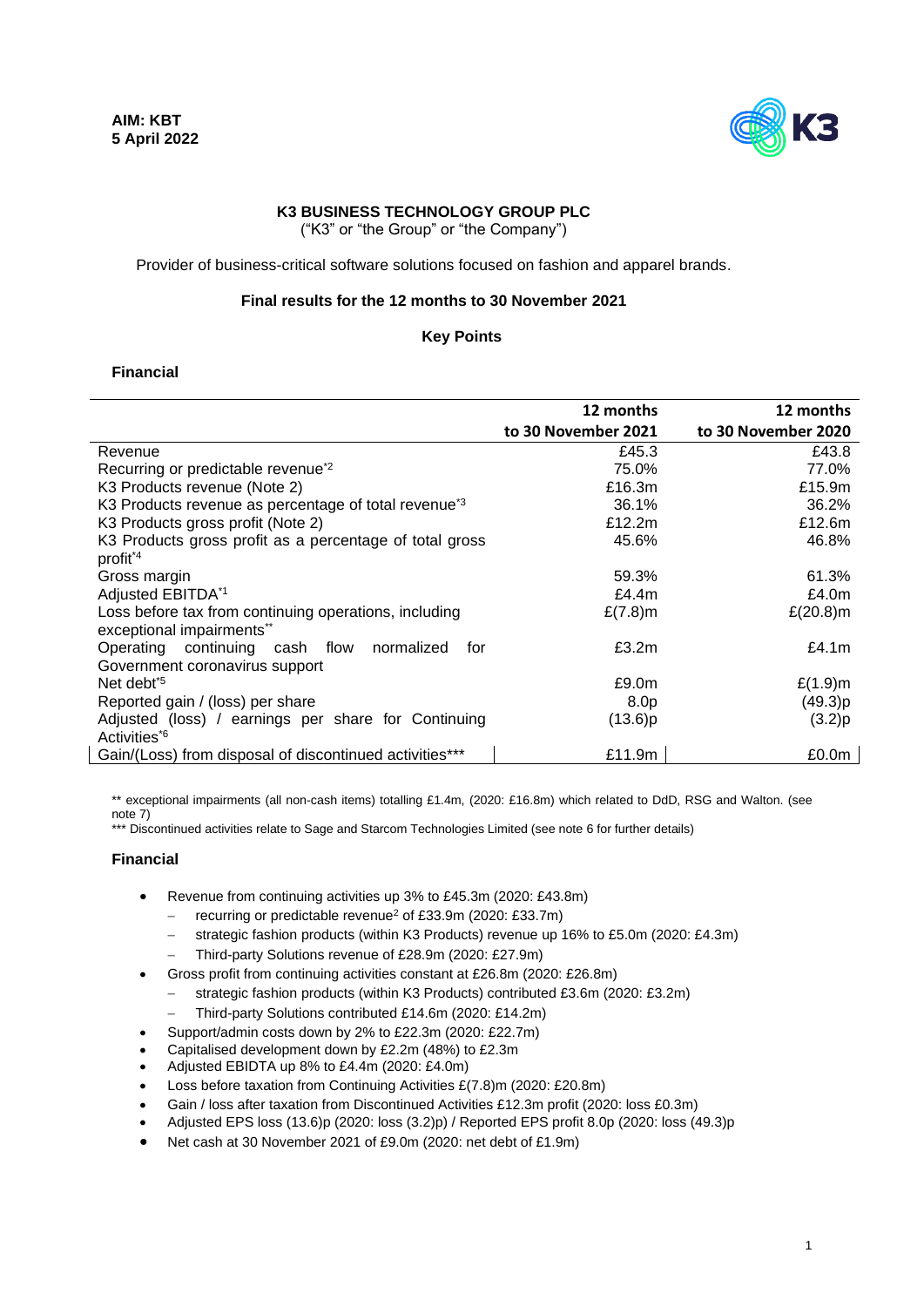**AIM: KBT**
**5 April 2022**

**K3 BUSINESS TECHNOLOGY GROUP PLC**

("K3" or "the Group" or "the Company")

Provider of business-critical software solutions focused on fashion and apparel brands.

**Final results for the 12 months to 30 November 2021**

**Key Points**

**Financial**

| | 12 months to 30 November 2021 | 12 months to 30 November 2020 |
|---|---|---|
| Revenue | £45.3 | £43.8 |
| Recurring or predictable revenue*2 | 75.0% | 77.0% |
| K3 Products revenue (Note 2) | £16.3m | £15.9m |
| K3 Products revenue as percentage of total revenue*3 | 36.1% | 36.2% |
| K3 Products gross profit (Note 2) | £12.2m | £12.6m |
| K3 Products gross profit as a percentage of total gross profit*4 | 45.6% | 46.8% |
| Gross margin | 59.3% | 61.3% |
| Adjusted EBITDA*1 | £4.4m | £4.0m |
| Loss before tax from continuing operations, including exceptional impairments** | £(7.8)m | £(20.8)m |
| Operating continuing cash flow normalized for Government coronavirus support | £3.2m | £4.1m |
| Net debt*5 | £9.0m | £(1.9)m |
| Reported gain / (loss) per share | 8.0p | (49.3)p |
| Adjusted (loss) / earnings per share for Continuing Activities*6 | (13.6)p | (3.2)p |
| Gain/(Loss) from disposal of discontinued activities*** | £11.9m | £0.0m |

** exceptional impairments (all non-cash items) totalling £1.4m, (2020: £16.8m) which related to DdD, RSG and Walton. (see note 7)

*** Discontinued activities relate to Sage and Starcom Technologies Limited (see note 6 for further details)

**Financial**

- Revenue from continuing activities up 3% to £45.3m (2020: £43.8m)
  - recurring or predictable revenue[2] of £33.9m (2020: £33.7m)
  - strategic fashion products (within K3 Products) revenue up 16% to £5.0m (2020: £4.3m)
  - Third-party Solutions revenue of £28.9m (2020: £27.9m)
- Gross profit from continuing activities constant at £26.8m (2020: £26.8m)
  - strategic fashion products (within K3 Products) contributed £3.6m (2020: £3.2m)
  - Third-party Solutions contributed £14.6m (2020: £14.2m)
- Support/admin costs down by 2% to £22.3m (2020: £22.7m)
- Capitalised development down by £2.2m (48%) to £2.3m
- Adjusted EBIDTA up 8% to £4.4m (2020: £4.0m)
- Loss before taxation from Continuing Activities £(7.8)m (2020: £20.8m)
- Gain / loss after taxation from Discontinued Activities £12.3m profit (2020: loss £0.3m)
- Adjusted EPS loss (13.6)p (2020: loss (3.2)p) / Reported EPS profit 8.0p (2020: loss (49.3)p
- Net cash at 30 November 2021 of £9.0m (2020: net debt of £1.9m)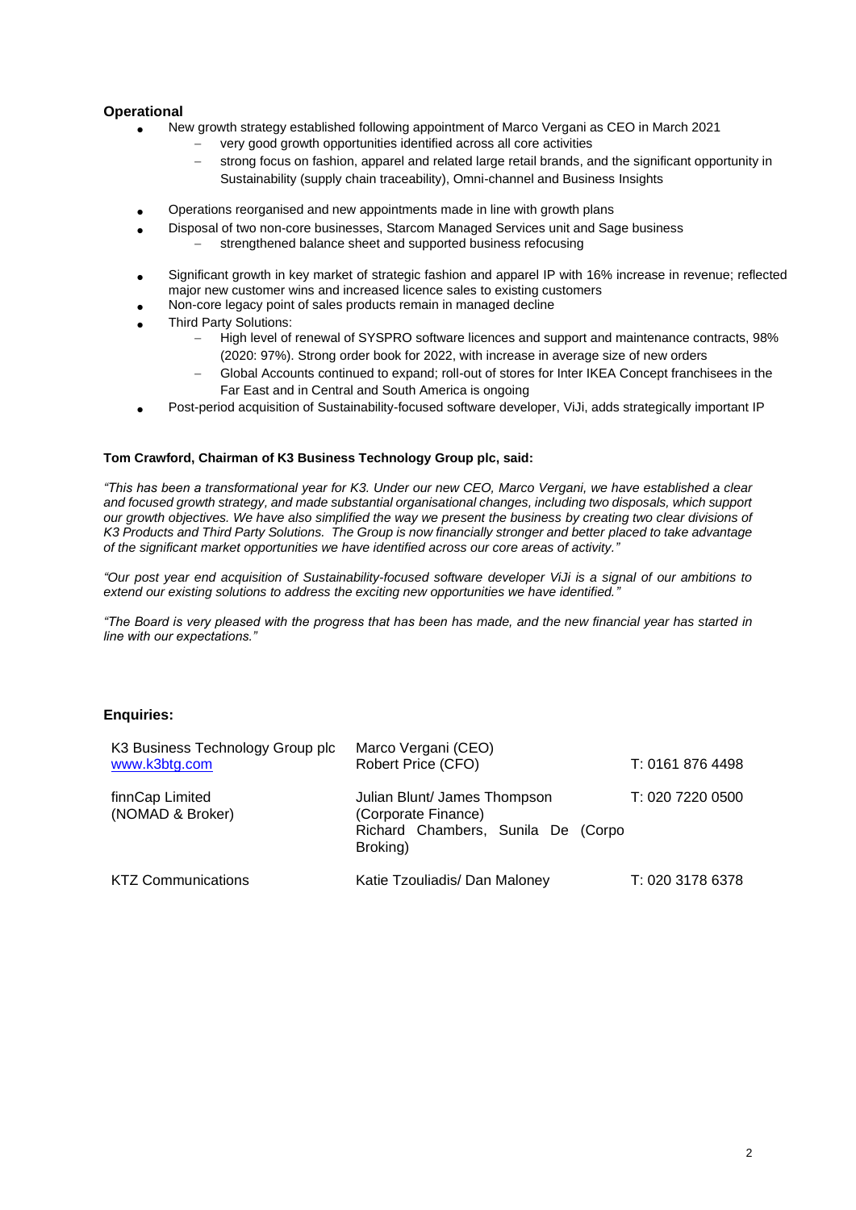**Operational**

- New growth strategy established following appointment of Marco Vergani as CEO in March 2021
  - very good growth opportunities identified across all core activities
  - strong focus on fashion, apparel and related large retail brands, and the significant opportunity in Sustainability (supply chain traceability), Omni-channel and Business Insights
- Operations reorganised and new appointments made in line with growth plans
- Disposal of two non-core businesses, Starcom Managed Services unit and Sage business
  - strengthened balance sheet and supported business refocusing
- Significant growth in key market of strategic fashion and apparel IP with 16% increase in revenue; reflected major new customer wins and increased licence sales to existing customers
- Non-core legacy point of sales products remain in managed decline
- Third Party Solutions:
  - High level of renewal of SYSPRO software licences and support and maintenance contracts, 98% (2020: 97%). Strong order book for 2022, with increase in average size of new orders
  - Global Accounts continued to expand; roll-out of stores for Inter IKEA Concept franchisees in the Far East and in Central and South America is ongoing
- Post-period acquisition of Sustainability-focused software developer, ViJi, adds strategically important IP

**Tom Crawford, Chairman of K3 Business Technology Group plc, said:**

*"This has been a transformational year for K3. Under our new CEO, Marco Vergani, we have established a clear and focused growth strategy, and made substantial organisational changes, including two disposals, which support our growth objectives. We have also simplified the way we present the business by creating two clear divisions of K3 Products and Third Party Solutions. The Group is now financially stronger and better placed to take advantage of the significant market opportunities we have identified across our core areas of activity."*

*"Our post year end acquisition of Sustainability-focused software developer ViJi is a signal of our ambitions to extend our existing solutions to address the exciting new opportunities we have identified."*

*"The Board is very pleased with the progress that has been has made, and the new financial year has started in line with our expectations."*

**Enquiries:**

| | | |
|---|---|---|
| K3 Business Technology Group plc<br>www.k3btg.com | Marco Vergani (CEO)<br>Robert Price (CFO) | T: 0161 876 4498 |
| finnCap Limited<br>(NOMAD & Broker) | Julian Blunt/ James Thompson (Corporate Finance)<br>Richard Chambers, Sunila De (Corpo Broking) | T: 020 7220 0500 |
| KTZ Communications | Katie Tzouliadis/ Dan Maloney | T: 020 3178 6378 |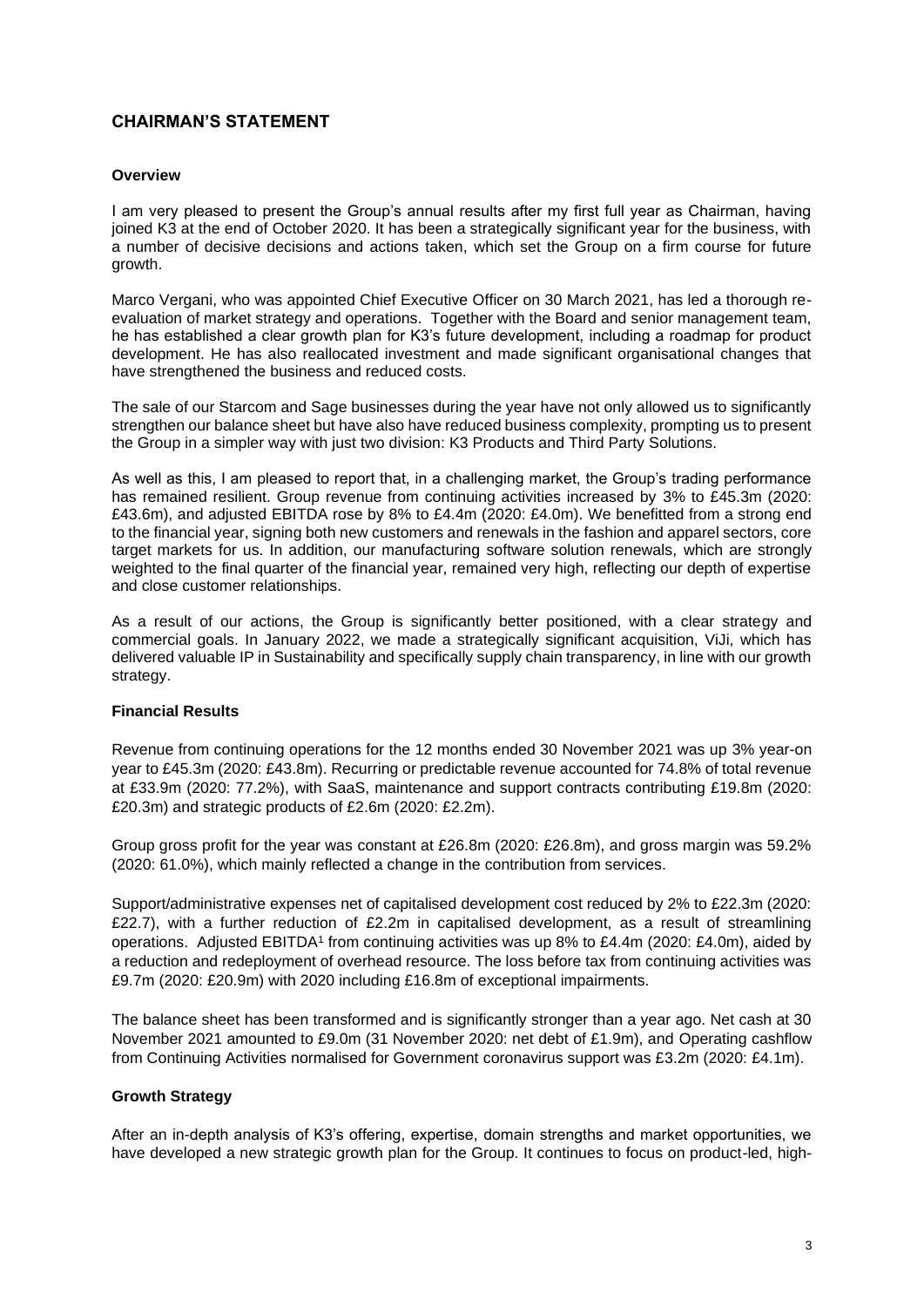## CHAIRMAN'S STATEMENT

### Overview

I am very pleased to present the Group's annual results after my first full year as Chairman, having joined K3 at the end of October 2020. It has been a strategically significant year for the business, with a number of decisive decisions and actions taken, which set the Group on a firm course for future growth.

Marco Vergani, who was appointed Chief Executive Officer on 30 March 2021, has led a thorough re-evaluation of market strategy and operations. Together with the Board and senior management team, he has established a clear growth plan for K3's future development, including a roadmap for product development. He has also reallocated investment and made significant organisational changes that have strengthened the business and reduced costs.

The sale of our Starcom and Sage businesses during the year have not only allowed us to significantly strengthen our balance sheet but have also have reduced business complexity, prompting us to present the Group in a simpler way with just two division: K3 Products and Third Party Solutions.

As well as this, I am pleased to report that, in a challenging market, the Group's trading performance has remained resilient. Group revenue from continuing activities increased by 3% to £45.3m (2020: £43.6m), and adjusted EBITDA rose by 8% to £4.4m (2020: £4.0m). We benefitted from a strong end to the financial year, signing both new customers and renewals in the fashion and apparel sectors, core target markets for us. In addition, our manufacturing software solution renewals, which are strongly weighted to the final quarter of the financial year, remained very high, reflecting our depth of expertise and close customer relationships.

As a result of our actions, the Group is significantly better positioned, with a clear strategy and commercial goals. In January 2022, we made a strategically significant acquisition, ViJi, which has delivered valuable IP in Sustainability and specifically supply chain transparency, in line with our growth strategy.

### Financial Results

Revenue from continuing operations for the 12 months ended 30 November 2021 was up 3% year-on year to £45.3m (2020: £43.8m). Recurring or predictable revenue accounted for 74.8% of total revenue at £33.9m (2020: 77.2%), with SaaS, maintenance and support contracts contributing £19.8m (2020: £20.3m) and strategic products of £2.6m (2020: £2.2m).

Group gross profit for the year was constant at £26.8m (2020: £26.8m), and gross margin was 59.2% (2020: 61.0%), which mainly reflected a change in the contribution from services.

Support/administrative expenses net of capitalised development cost reduced by 2% to £22.3m (2020: £22.7), with a further reduction of £2.2m in capitalised development, as a result of streamlining operations. Adjusted EBITDA[1] from continuing activities was up 8% to £4.4m (2020: £4.0m), aided by a reduction and redeployment of overhead resource. The loss before tax from continuing activities was £9.7m (2020: £20.9m) with 2020 including £16.8m of exceptional impairments.

The balance sheet has been transformed and is significantly stronger than a year ago. Net cash at 30 November 2021 amounted to £9.0m (31 November 2020: net debt of £1.9m), and Operating cashflow from Continuing Activities normalised for Government coronavirus support was £3.2m (2020: £4.1m).

### Growth Strategy

After an in-depth analysis of K3's offering, expertise, domain strengths and market opportunities, we have developed a new strategic growth plan for the Group. It continues to focus on product-led, high-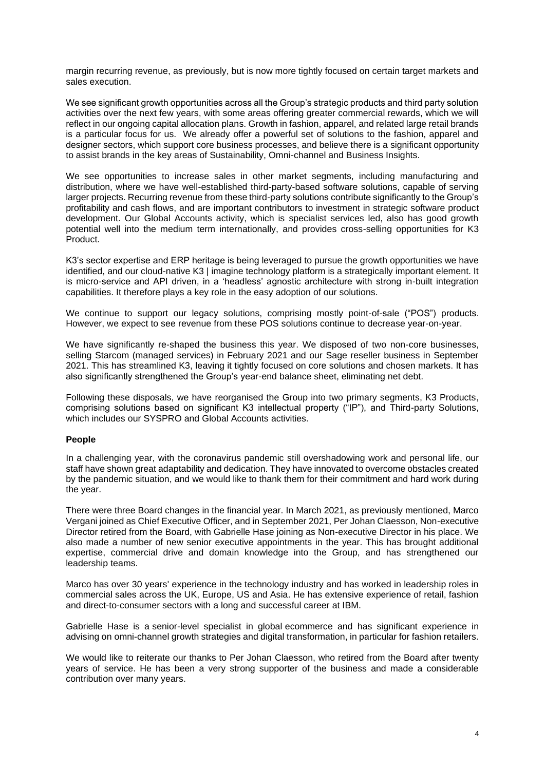margin recurring revenue, as previously, but is now more tightly focused on certain target markets and sales execution.

We see significant growth opportunities across all the Group's strategic products and third party solution activities over the next few years, with some areas offering greater commercial rewards, which we will reflect in our ongoing capital allocation plans. Growth in fashion, apparel, and related large retail brands is a particular focus for us. We already offer a powerful set of solutions to the fashion, apparel and designer sectors, which support core business processes, and believe there is a significant opportunity to assist brands in the key areas of Sustainability, Omni-channel and Business Insights.

We see opportunities to increase sales in other market segments, including manufacturing and distribution, where we have well-established third-party-based software solutions, capable of serving larger projects. Recurring revenue from these third-party solutions contribute significantly to the Group's profitability and cash flows, and are important contributors to investment in strategic software product development. Our Global Accounts activity, which is specialist services led, also has good growth potential well into the medium term internationally, and provides cross-selling opportunities for K3 Product.

K3's sector expertise and ERP heritage is being leveraged to pursue the growth opportunities we have identified, and our cloud-native K3 | imagine technology platform is a strategically important element. It is micro-service and API driven, in a 'headless' agnostic architecture with strong in-built integration capabilities. It therefore plays a key role in the easy adoption of our solutions.

We continue to support our legacy solutions, comprising mostly point-of-sale ("POS") products. However, we expect to see revenue from these POS solutions continue to decrease year-on-year.

We have significantly re-shaped the business this year. We disposed of two non-core businesses, selling Starcom (managed services) in February 2021 and our Sage reseller business in September 2021. This has streamlined K3, leaving it tightly focused on core solutions and chosen markets. It has also significantly strengthened the Group's year-end balance sheet, eliminating net debt.

Following these disposals, we have reorganised the Group into two primary segments, K3 Products, comprising solutions based on significant K3 intellectual property ("IP"), and Third-party Solutions, which includes our SYSPRO and Global Accounts activities.

**People**

In a challenging year, with the coronavirus pandemic still overshadowing work and personal life, our staff have shown great adaptability and dedication. They have innovated to overcome obstacles created by the pandemic situation, and we would like to thank them for their commitment and hard work during the year.

There were three Board changes in the financial year. In March 2021, as previously mentioned, Marco Vergani joined as Chief Executive Officer, and in September 2021, Per Johan Claesson, Non-executive Director retired from the Board, with Gabrielle Hase joining as Non-executive Director in his place. We also made a number of new senior executive appointments in the year. This has brought additional expertise, commercial drive and domain knowledge into the Group, and has strengthened our leadership teams.

Marco has over 30 years' experience in the technology industry and has worked in leadership roles in commercial sales across the UK, Europe, US and Asia. He has extensive experience of retail, fashion and direct-to-consumer sectors with a long and successful career at IBM.

Gabrielle Hase is a senior-level specialist in global ecommerce and has significant experience in advising on omni-channel growth strategies and digital transformation, in particular for fashion retailers.

We would like to reiterate our thanks to Per Johan Claesson, who retired from the Board after twenty years of service. He has been a very strong supporter of the business and made a considerable contribution over many years.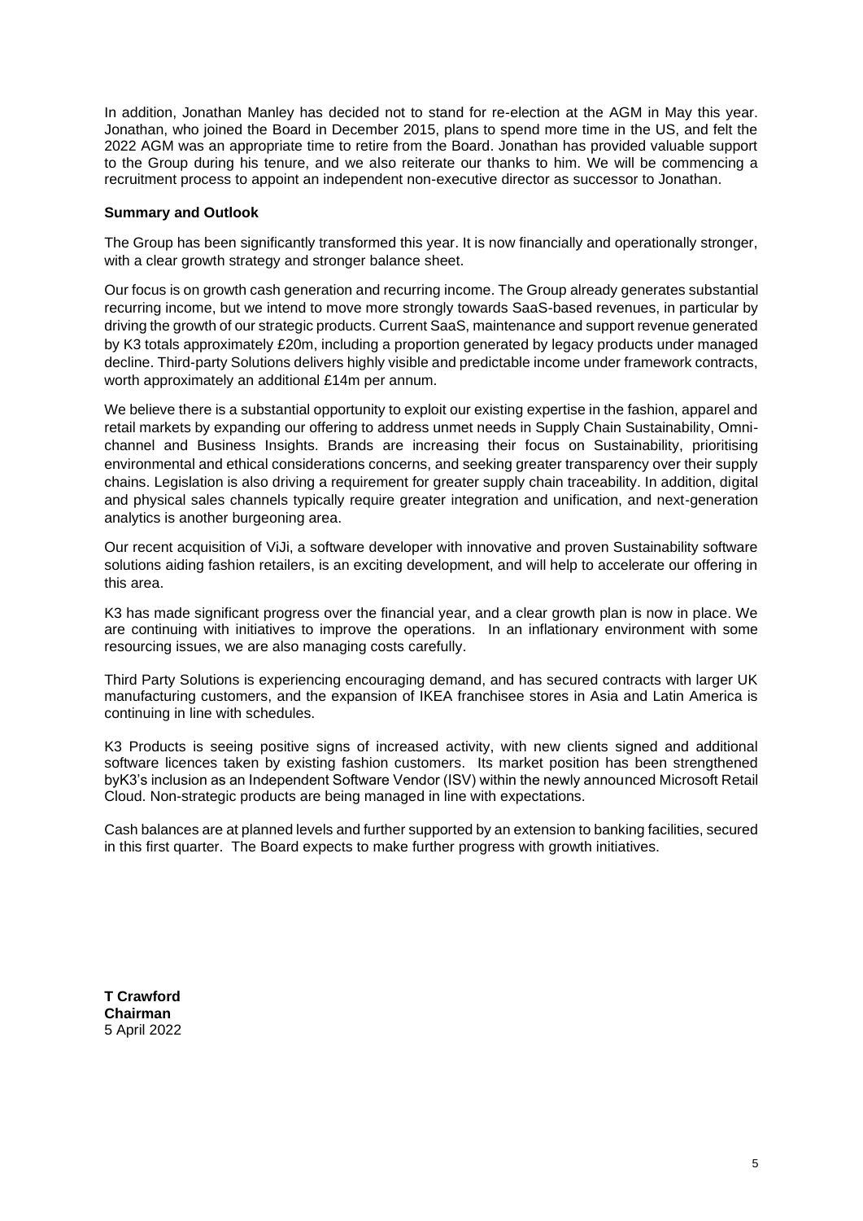In addition, Jonathan Manley has decided not to stand for re-election at the AGM in May this year. Jonathan, who joined the Board in December 2015, plans to spend more time in the US, and felt the 2022 AGM was an appropriate time to retire from the Board. Jonathan has provided valuable support to the Group during his tenure, and we also reiterate our thanks to him. We will be commencing a recruitment process to appoint an independent non-executive director as successor to Jonathan.

**Summary and Outlook**

The Group has been significantly transformed this year. It is now financially and operationally stronger, with a clear growth strategy and stronger balance sheet.

Our focus is on growth cash generation and recurring income. The Group already generates substantial recurring income, but we intend to move more strongly towards SaaS-based revenues, in particular by driving the growth of our strategic products. Current SaaS, maintenance and support revenue generated by K3 totals approximately £20m, including a proportion generated by legacy products under managed decline. Third-party Solutions delivers highly visible and predictable income under framework contracts, worth approximately an additional £14m per annum.

We believe there is a substantial opportunity to exploit our existing expertise in the fashion, apparel and retail markets by expanding our offering to address unmet needs in Supply Chain Sustainability, Omni-channel and Business Insights. Brands are increasing their focus on Sustainability, prioritising environmental and ethical considerations concerns, and seeking greater transparency over their supply chains. Legislation is also driving a requirement for greater supply chain traceability. In addition, digital and physical sales channels typically require greater integration and unification, and next-generation analytics is another burgeoning area.

Our recent acquisition of ViJi, a software developer with innovative and proven Sustainability software solutions aiding fashion retailers, is an exciting development, and will help to accelerate our offering in this area.

K3 has made significant progress over the financial year, and a clear growth plan is now in place. We are continuing with initiatives to improve the operations. In an inflationary environment with some resourcing issues, we are also managing costs carefully.

Third Party Solutions is experiencing encouraging demand, and has secured contracts with larger UK manufacturing customers, and the expansion of IKEA franchisee stores in Asia and Latin America is continuing in line with schedules.

K3 Products is seeing positive signs of increased activity, with new clients signed and additional software licences taken by existing fashion customers. Its market position has been strengthened byK3's inclusion as an Independent Software Vendor (ISV) within the newly announced Microsoft Retail Cloud. Non-strategic products are being managed in line with expectations.

Cash balances are at planned levels and further supported by an extension to banking facilities, secured in this first quarter. The Board expects to make further progress with growth initiatives.

**T Crawford**
**Chairman**
5 April 2022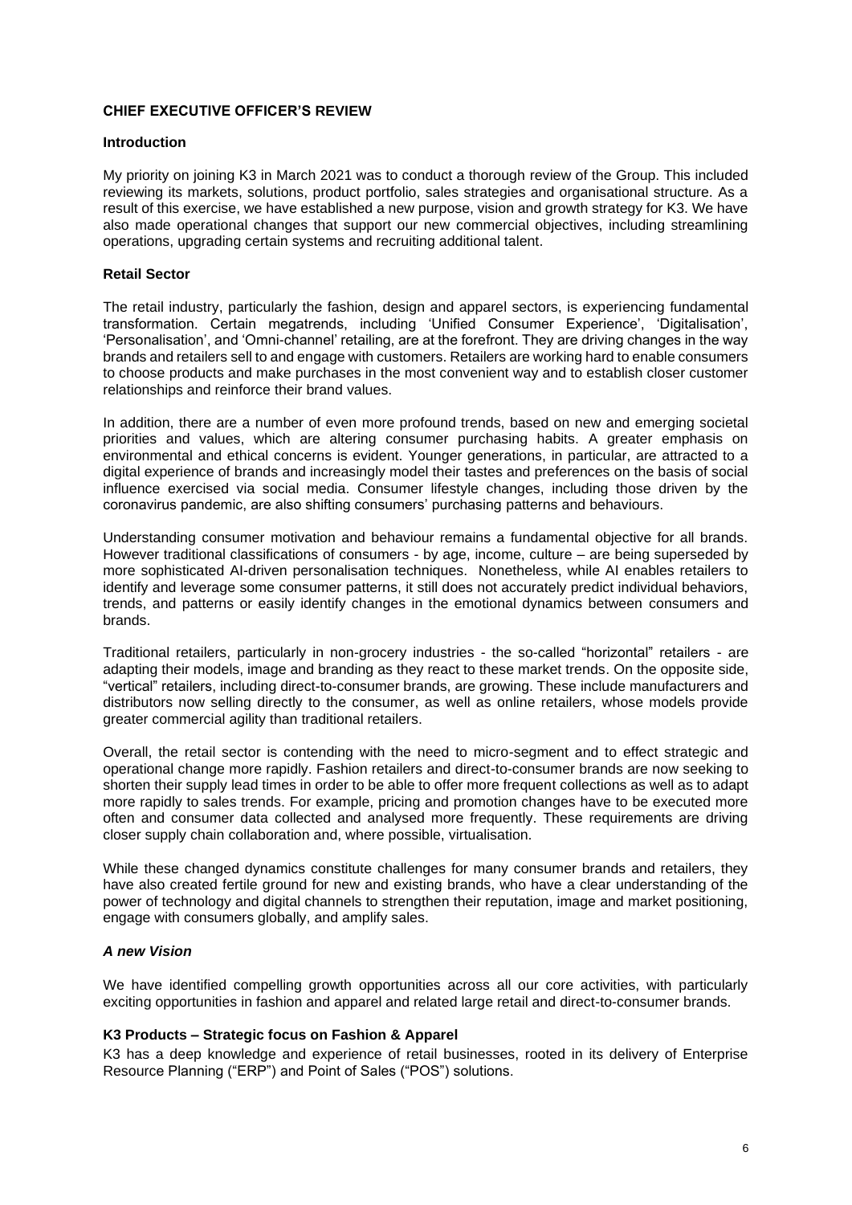## CHIEF EXECUTIVE OFFICER'S REVIEW

### Introduction

My priority on joining K3 in March 2021 was to conduct a thorough review of the Group. This included reviewing its markets, solutions, product portfolio, sales strategies and organisational structure. As a result of this exercise, we have established a new purpose, vision and growth strategy for K3. We have also made operational changes that support our new commercial objectives, including streamlining operations, upgrading certain systems and recruiting additional talent.

### Retail Sector

The retail industry, particularly the fashion, design and apparel sectors, is experiencing fundamental transformation. Certain megatrends, including 'Unified Consumer Experience', 'Digitalisation', 'Personalisation', and 'Omni-channel' retailing, are at the forefront. They are driving changes in the way brands and retailers sell to and engage with customers. Retailers are working hard to enable consumers to choose products and make purchases in the most convenient way and to establish closer customer relationships and reinforce their brand values.

In addition, there are a number of even more profound trends, based on new and emerging societal priorities and values, which are altering consumer purchasing habits. A greater emphasis on environmental and ethical concerns is evident. Younger generations, in particular, are attracted to a digital experience of brands and increasingly model their tastes and preferences on the basis of social influence exercised via social media. Consumer lifestyle changes, including those driven by the coronavirus pandemic, are also shifting consumers' purchasing patterns and behaviours.

Understanding consumer motivation and behaviour remains a fundamental objective for all brands. However traditional classifications of consumers - by age, income, culture – are being superseded by more sophisticated AI-driven personalisation techniques. Nonetheless, while AI enables retailers to identify and leverage some consumer patterns, it still does not accurately predict individual behaviors, trends, and patterns or easily identify changes in the emotional dynamics between consumers and brands.

Traditional retailers, particularly in non-grocery industries - the so-called "horizontal" retailers - are adapting their models, image and branding as they react to these market trends. On the opposite side, "vertical" retailers, including direct-to-consumer brands, are growing. These include manufacturers and distributors now selling directly to the consumer, as well as online retailers, whose models provide greater commercial agility than traditional retailers.

Overall, the retail sector is contending with the need to micro-segment and to effect strategic and operational change more rapidly. Fashion retailers and direct-to-consumer brands are now seeking to shorten their supply lead times in order to be able to offer more frequent collections as well as to adapt more rapidly to sales trends. For example, pricing and promotion changes have to be executed more often and consumer data collected and analysed more frequently. These requirements are driving closer supply chain collaboration and, where possible, virtualisation.

While these changed dynamics constitute challenges for many consumer brands and retailers, they have also created fertile ground for new and existing brands, who have a clear understanding of the power of technology and digital channels to strengthen their reputation, image and market positioning, engage with consumers globally, and amplify sales.

### *A new Vision*

We have identified compelling growth opportunities across all our core activities, with particularly exciting opportunities in fashion and apparel and related large retail and direct-to-consumer brands.

### K3 Products – Strategic focus on Fashion & Apparel

K3 has a deep knowledge and experience of retail businesses, rooted in its delivery of Enterprise Resource Planning ("ERP") and Point of Sales ("POS") solutions.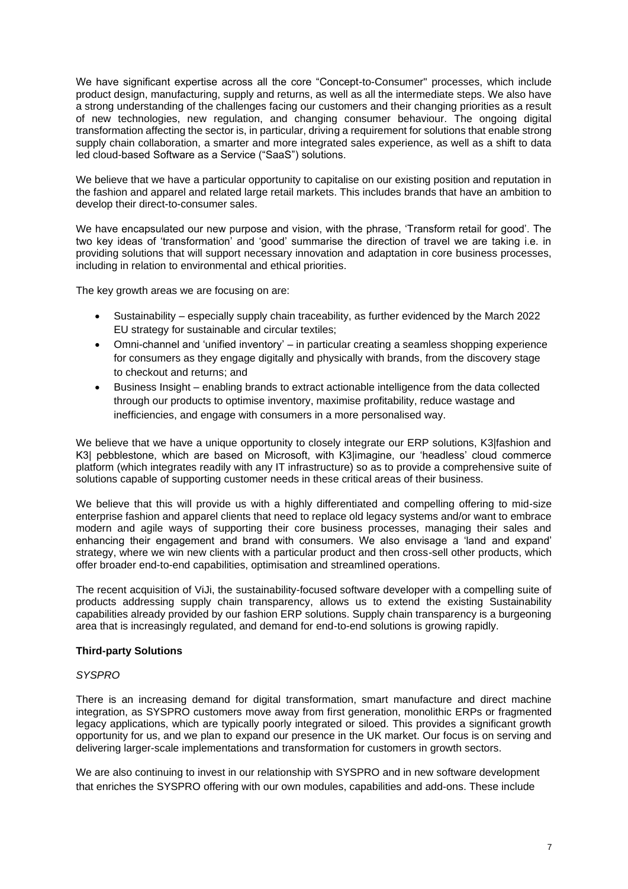We have significant expertise across all the core "Concept-to-Consumer" processes, which include product design, manufacturing, supply and returns, as well as all the intermediate steps. We also have a strong understanding of the challenges facing our customers and their changing priorities as a result of new technologies, new regulation, and changing consumer behaviour. The ongoing digital transformation affecting the sector is, in particular, driving a requirement for solutions that enable strong supply chain collaboration, a smarter and more integrated sales experience, as well as a shift to data led cloud-based Software as a Service ("SaaS") solutions.

We believe that we have a particular opportunity to capitalise on our existing position and reputation in the fashion and apparel and related large retail markets. This includes brands that have an ambition to develop their direct-to-consumer sales.

We have encapsulated our new purpose and vision, with the phrase, 'Transform retail for good'. The two key ideas of 'transformation' and 'good' summarise the direction of travel we are taking i.e. in providing solutions that will support necessary innovation and adaptation in core business processes, including in relation to environmental and ethical priorities.

The key growth areas we are focusing on are:

- Sustainability – especially supply chain traceability, as further evidenced by the March 2022 EU strategy for sustainable and circular textiles;
- Omni-channel and 'unified inventory' – in particular creating a seamless shopping experience for consumers as they engage digitally and physically with brands, from the discovery stage to checkout and returns; and
- Business Insight – enabling brands to extract actionable intelligence from the data collected through our products to optimise inventory, maximise profitability, reduce wastage and inefficiencies, and engage with consumers in a more personalised way.

We believe that we have a unique opportunity to closely integrate our ERP solutions, K3|fashion and K3| pebblestone, which are based on Microsoft, with K3|imagine, our 'headless' cloud commerce platform (which integrates readily with any IT infrastructure) so as to provide a comprehensive suite of solutions capable of supporting customer needs in these critical areas of their business.

We believe that this will provide us with a highly differentiated and compelling offering to mid-size enterprise fashion and apparel clients that need to replace old legacy systems and/or want to embrace modern and agile ways of supporting their core business processes, managing their sales and enhancing their engagement and brand with consumers. We also envisage a 'land and expand' strategy, where we win new clients with a particular product and then cross-sell other products, which offer broader end-to-end capabilities, optimisation and streamlined operations.

The recent acquisition of ViJi, the sustainability-focused software developer with a compelling suite of products addressing supply chain transparency, allows us to extend the existing Sustainability capabilities already provided by our fashion ERP solutions. Supply chain transparency is a burgeoning area that is increasingly regulated, and demand for end-to-end solutions is growing rapidly.

**Third-party Solutions**

*SYSPRO*

There is an increasing demand for digital transformation, smart manufacture and direct machine integration, as SYSPRO customers move away from first generation, monolithic ERPs or fragmented legacy applications, which are typically poorly integrated or siloed. This provides a significant growth opportunity for us, and we plan to expand our presence in the UK market. Our focus is on serving and delivering larger-scale implementations and transformation for customers in growth sectors.

We are also continuing to invest in our relationship with SYSPRO and in new software development that enriches the SYSPRO offering with our own modules, capabilities and add-ons. These include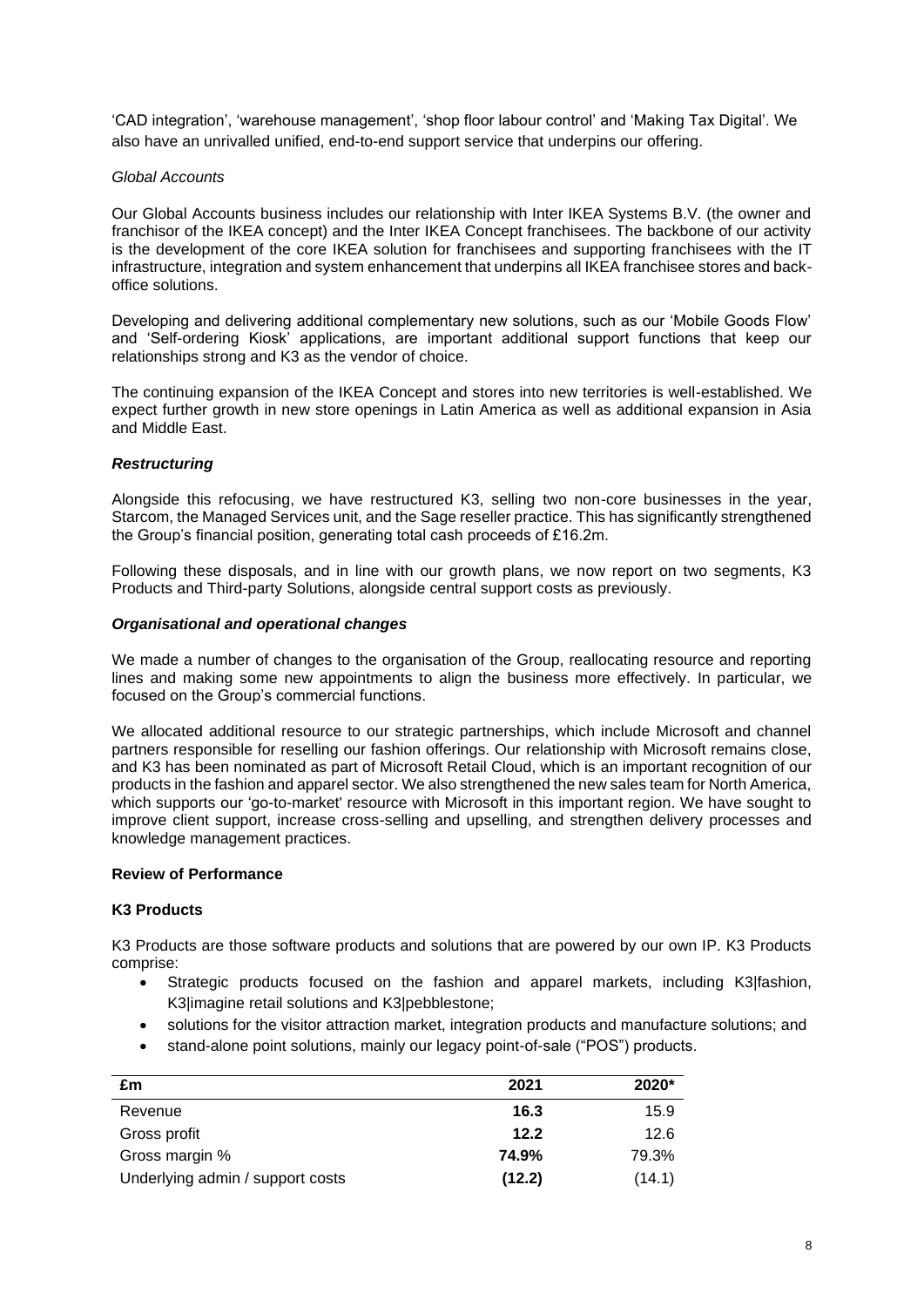'CAD integration', 'warehouse management', 'shop floor labour control' and 'Making Tax Digital'. We also have an unrivalled unified, end-to-end support service that underpins our offering.

*Global Accounts*

Our Global Accounts business includes our relationship with Inter IKEA Systems B.V. (the owner and franchisor of the IKEA concept) and the Inter IKEA Concept franchisees. The backbone of our activity is the development of the core IKEA solution for franchisees and supporting franchisees with the IT infrastructure, integration and system enhancement that underpins all IKEA franchisee stores and back-office solutions.

Developing and delivering additional complementary new solutions, such as our 'Mobile Goods Flow' and 'Self-ordering Kiosk' applications, are important additional support functions that keep our relationships strong and K3 as the vendor of choice.

The continuing expansion of the IKEA Concept and stores into new territories is well-established. We expect further growth in new store openings in Latin America as well as additional expansion in Asia and Middle East.

***Restructuring***

Alongside this refocusing, we have restructured K3, selling two non-core businesses in the year, Starcom, the Managed Services unit, and the Sage reseller practice. This has significantly strengthened the Group's financial position, generating total cash proceeds of £16.2m.

Following these disposals, and in line with our growth plans, we now report on two segments, K3 Products and Third-party Solutions, alongside central support costs as previously.

***Organisational and operational changes***

We made a number of changes to the organisation of the Group, reallocating resource and reporting lines and making some new appointments to align the business more effectively. In particular, we focused on the Group's commercial functions.

We allocated additional resource to our strategic partnerships, which include Microsoft and channel partners responsible for reselling our fashion offerings. Our relationship with Microsoft remains close, and K3 has been nominated as part of Microsoft Retail Cloud, which is an important recognition of our products in the fashion and apparel sector. We also strengthened the new sales team for North America, which supports our 'go-to-market' resource with Microsoft in this important region. We have sought to improve client support, increase cross-selling and upselling, and strengthen delivery processes and knowledge management practices.

**Review of Performance**

**K3 Products**

K3 Products are those software products and solutions that are powered by our own IP. K3 Products comprise:

- Strategic products focused on the fashion and apparel markets, including K3|fashion, K3|imagine retail solutions and K3|pebblestone;
- solutions for the visitor attraction market, integration products and manufacture solutions; and
- stand-alone point solutions, mainly our legacy point-of-sale ("POS") products.

| £m | 2021 | 2020* |
|---|---|---|
| Revenue | **16.3** | 15.9 |
| Gross profit | **12.2** | 12.6 |
| Gross margin % | **74.9%** | 79.3% |
| Underlying admin / support costs | **(12.2)** | (14.1) |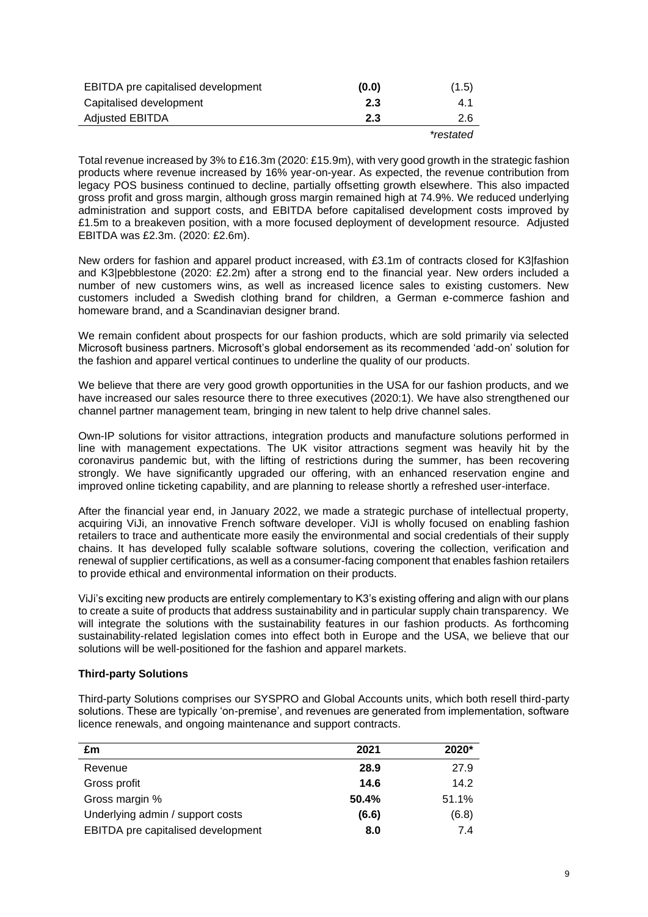| | | |
|---|---|---|
| EBITDA pre capitalised development | **(0.0)** | (1.5) |
| Capitalised development | **2.3** | 4.1 |
| Adjusted EBITDA | **2.3** | 2.6 |
| | | *\*restated* |

Total revenue increased by 3% to £16.3m (2020: £15.9m), with very good growth in the strategic fashion products where revenue increased by 16% year-on-year. As expected, the revenue contribution from legacy POS business continued to decline, partially offsetting growth elsewhere. This also impacted gross profit and gross margin, although gross margin remained high at 74.9%. We reduced underlying administration and support costs, and EBITDA before capitalised development costs improved by £1.5m to a breakeven position, with a more focused deployment of development resource. Adjusted EBITDA was £2.3m. (2020: £2.6m).

New orders for fashion and apparel product increased, with £3.1m of contracts closed for K3|fashion and K3|pebblestone (2020: £2.2m) after a strong end to the financial year. New orders included a number of new customers wins, as well as increased licence sales to existing customers. New customers included a Swedish clothing brand for children, a German e-commerce fashion and homeware brand, and a Scandinavian designer brand.

We remain confident about prospects for our fashion products, which are sold primarily via selected Microsoft business partners. Microsoft's global endorsement as its recommended 'add-on' solution for the fashion and apparel vertical continues to underline the quality of our products.

We believe that there are very good growth opportunities in the USA for our fashion products, and we have increased our sales resource there to three executives (2020:1). We have also strengthened our channel partner management team, bringing in new talent to help drive channel sales.

Own-IP solutions for visitor attractions, integration products and manufacture solutions performed in line with management expectations. The UK visitor attractions segment was heavily hit by the coronavirus pandemic but, with the lifting of restrictions during the summer, has been recovering strongly. We have significantly upgraded our offering, with an enhanced reservation engine and improved online ticketing capability, and are planning to release shortly a refreshed user-interface.

After the financial year end, in January 2022, we made a strategic purchase of intellectual property, acquiring ViJi, an innovative French software developer. ViJI is wholly focused on enabling fashion retailers to trace and authenticate more easily the environmental and social credentials of their supply chains. It has developed fully scalable software solutions, covering the collection, verification and renewal of supplier certifications, as well as a consumer-facing component that enables fashion retailers to provide ethical and environmental information on their products.

ViJi's exciting new products are entirely complementary to K3's existing offering and align with our plans to create a suite of products that address sustainability and in particular supply chain transparency. We will integrate the solutions with the sustainability features in our fashion products. As forthcoming sustainability-related legislation comes into effect both in Europe and the USA, we believe that our solutions will be well-positioned for the fashion and apparel markets.

**Third-party Solutions**

Third-party Solutions comprises our SYSPRO and Global Accounts units, which both resell third-party solutions. These are typically 'on-premise', and revenues are generated from implementation, software licence renewals, and ongoing maintenance and support contracts.

| £m | 2021 | 2020* |
|---|---|---|
| Revenue | **28.9** | 27.9 |
| Gross profit | **14.6** | 14.2 |
| Gross margin % | **50.4%** | 51.1% |
| Underlying admin / support costs | **(6.6)** | (6.8) |
| EBITDA pre capitalised development | **8.0** | 7.4 |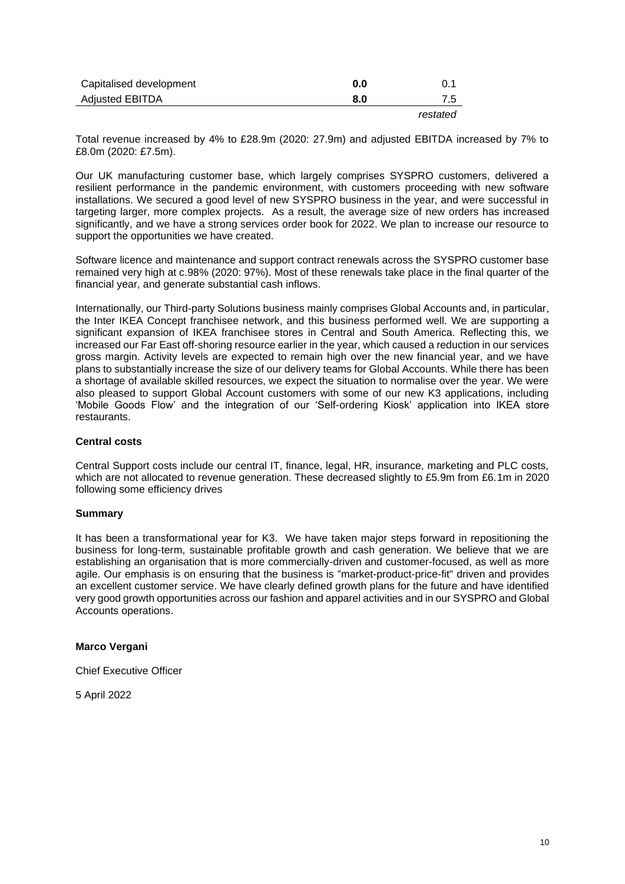| | | |
|---|---|---|
| Capitalised development | **0.0** | 0.1 |
| Adjusted EBITDA | **8.0** | 7.5 |
| | | *restated* |

Total revenue increased by 4% to £28.9m (2020: 27.9m) and adjusted EBITDA increased by 7% to £8.0m (2020: £7.5m).

Our UK manufacturing customer base, which largely comprises SYSPRO customers, delivered a resilient performance in the pandemic environment, with customers proceeding with new software installations. We secured a good level of new SYSPRO business in the year, and were successful in targeting larger, more complex projects. As a result, the average size of new orders has increased significantly, and we have a strong services order book for 2022. We plan to increase our resource to support the opportunities we have created.

Software licence and maintenance and support contract renewals across the SYSPRO customer base remained very high at c.98% (2020: 97%). Most of these renewals take place in the final quarter of the financial year, and generate substantial cash inflows.

Internationally, our Third-party Solutions business mainly comprises Global Accounts and, in particular, the Inter IKEA Concept franchisee network, and this business performed well. We are supporting a significant expansion of IKEA franchisee stores in Central and South America. Reflecting this, we increased our Far East off-shoring resource earlier in the year, which caused a reduction in our services gross margin. Activity levels are expected to remain high over the new financial year, and we have plans to substantially increase the size of our delivery teams for Global Accounts. While there has been a shortage of available skilled resources, we expect the situation to normalise over the year. We were also pleased to support Global Account customers with some of our new K3 applications, including 'Mobile Goods Flow' and the integration of our 'Self-ordering Kiosk' application into IKEA store restaurants.

**Central costs**

Central Support costs include our central IT, finance, legal, HR, insurance, marketing and PLC costs, which are not allocated to revenue generation. These decreased slightly to £5.9m from £6.1m in 2020 following some efficiency drives

**Summary**

It has been a transformational year for K3. We have taken major steps forward in repositioning the business for long-term, sustainable profitable growth and cash generation. We believe that we are establishing an organisation that is more commercially-driven and customer-focused, as well as more agile. Our emphasis is on ensuring that the business is "market-product-price-fit" driven and provides an excellent customer service. We have clearly defined growth plans for the future and have identified very good growth opportunities across our fashion and apparel activities and in our SYSPRO and Global Accounts operations.

**Marco Vergani**

Chief Executive Officer

5 April 2022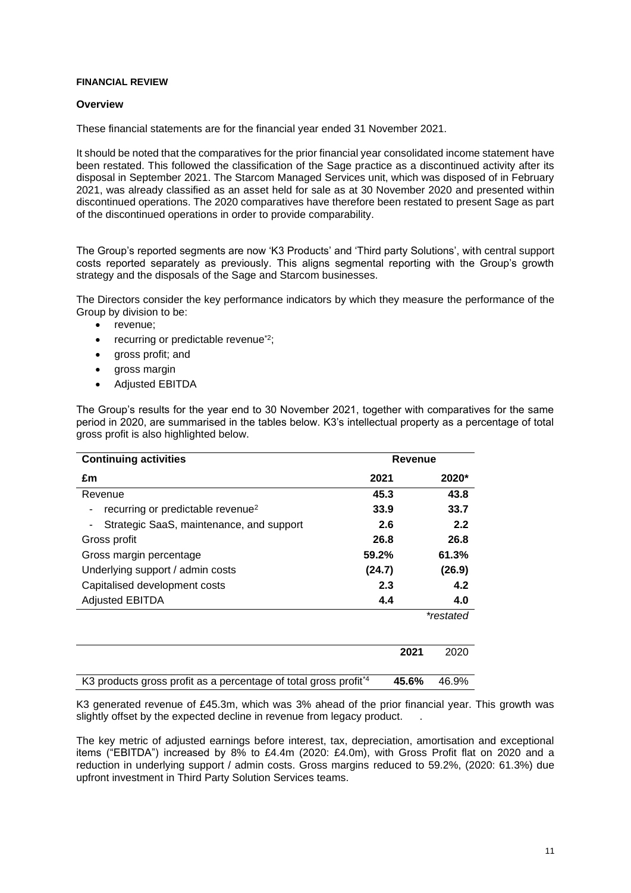**FINANCIAL REVIEW**

**Overview**

These financial statements are for the financial year ended 31 November 2021.

It should be noted that the comparatives for the prior financial year consolidated income statement have been restated. This followed the classification of the Sage practice as a discontinued activity after its disposal in September 2021. The Starcom Managed Services unit, which was disposed of in February 2021, was already classified as an asset held for sale as at 30 November 2020 and presented within discontinued operations. The 2020 comparatives have therefore been restated to present Sage as part of the discontinued operations in order to provide comparability.

The Group's reported segments are now 'K3 Products' and 'Third party Solutions', with central support costs reported separately as previously. This aligns segmental reporting with the Group's growth strategy and the disposals of the Sage and Starcom businesses.

The Directors consider the key performance indicators by which they measure the performance of the Group by division to be:

- revenue;
- recurring or predictable revenue*[2];
- gross profit; and
- gross margin
- Adjusted EBITDA

The Group's results for the year end to 30 November 2021, together with comparatives for the same period in 2020, are summarised in the tables below. K3's intellectual property as a percentage of total gross profit is also highlighted below.

| **Continuing activities** | **Revenue** | |
|---|---|---|
| **£m** | **2021** | **2020*** |
| Revenue | **45.3** | **43.8** |
| - recurring or predictable revenue[2] | **33.9** | **33.7** |
| - Strategic SaaS, maintenance, and support | **2.6** | **2.2** |
| Gross profit | **26.8** | **26.8** |
| Gross margin percentage | **59.2%** | **61.3%** |
| Underlying support / admin costs | **(24.7)** | **(26.9)** |
| Capitalised development costs | **2.3** | **4.2** |
| Adjusted EBITDA | **4.4** | **4.0** |
| | | *restated* |

| | **2021** | 2020 |
|---|---|---|
| K3 products gross profit as a percentage of total gross profit*[4] | **45.6%** | 46.9% |

K3 generated revenue of £45.3m, which was 3% ahead of the prior financial year. This growth was slightly offset by the expected decline in revenue from legacy product. .

The key metric of adjusted earnings before interest, tax, depreciation, amortisation and exceptional items ("EBITDA") increased by 8% to £4.4m (2020: £4.0m), with Gross Profit flat on 2020 and a reduction in underlying support / admin costs. Gross margins reduced to 59.2%, (2020: 61.3%) due upfront investment in Third Party Solution Services teams.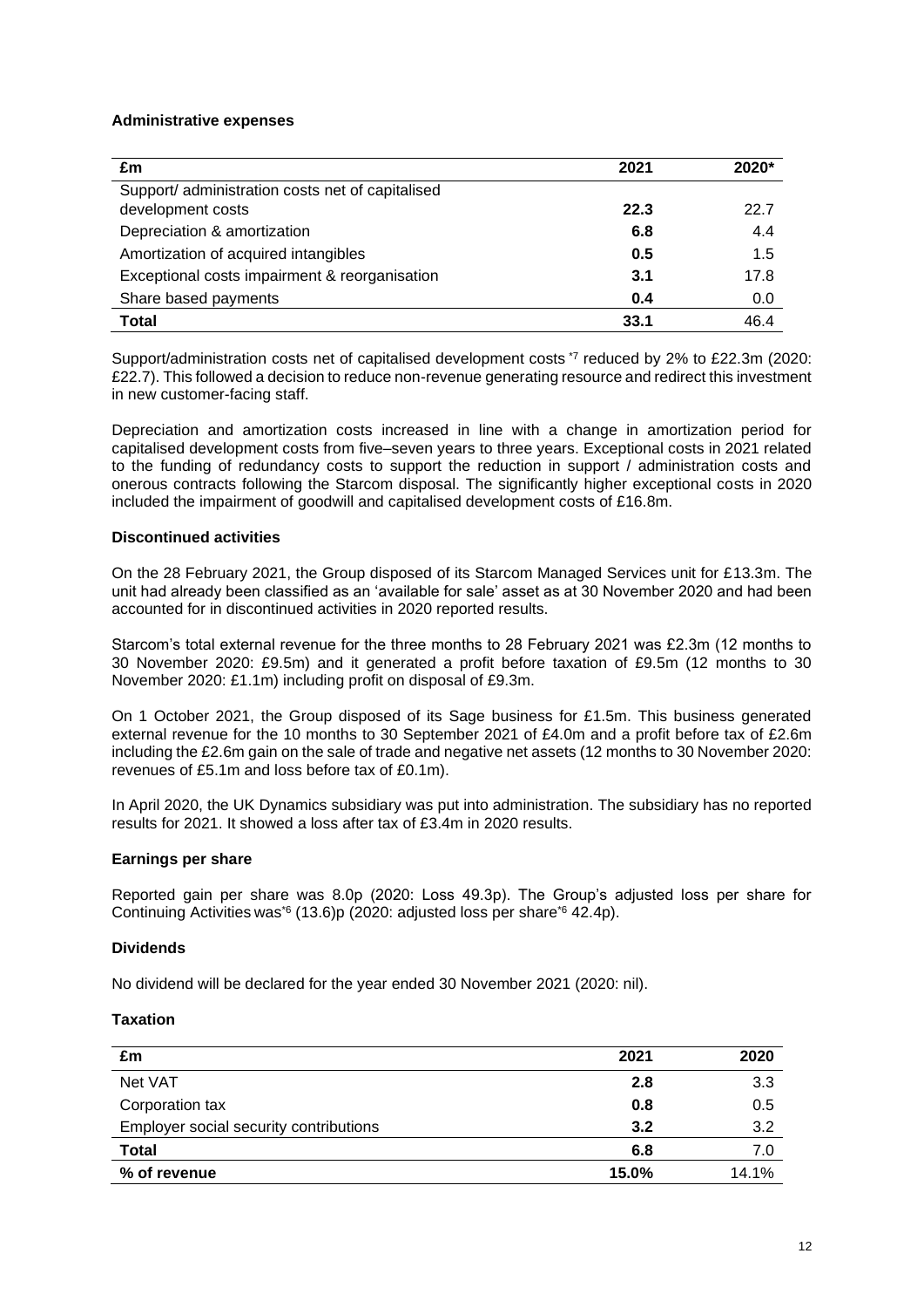**Administrative expenses**

| £m | 2021 | 2020* |
|---|---|---|
| Support/ administration costs net of capitalised development costs | **22.3** | 22.7 |
| Depreciation & amortization | **6.8** | 4.4 |
| Amortization of acquired intangibles | **0.5** | 1.5 |
| Exceptional costs impairment & reorganisation | **3.1** | 17.8 |
| Share based payments | **0.4** | 0.0 |
| **Total** | **33.1** | 46.4 |

Support/administration costs net of capitalised development costs *7 reduced by 2% to £22.3m (2020: £22.7). This followed a decision to reduce non-revenue generating resource and redirect this investment in new customer-facing staff.

Depreciation and amortization costs increased in line with a change in amortization period for capitalised development costs from five–seven years to three years. Exceptional costs in 2021 related to the funding of redundancy costs to support the reduction in support / administration costs and onerous contracts following the Starcom disposal. The significantly higher exceptional costs in 2020 included the impairment of goodwill and capitalised development costs of £16.8m.

**Discontinued activities**

On the 28 February 2021, the Group disposed of its Starcom Managed Services unit for £13.3m. The unit had already been classified as an 'available for sale' asset as at 30 November 2020 and had been accounted for in discontinued activities in 2020 reported results.

Starcom's total external revenue for the three months to 28 February 2021 was £2.3m (12 months to 30 November 2020: £9.5m) and it generated a profit before taxation of £9.5m (12 months to 30 November 2020: £1.1m) including profit on disposal of £9.3m.

On 1 October 2021, the Group disposed of its Sage business for £1.5m. This business generated external revenue for the 10 months to 30 September 2021 of £4.0m and a profit before tax of £2.6m including the £2.6m gain on the sale of trade and negative net assets (12 months to 30 November 2020: revenues of £5.1m and loss before tax of £0.1m).

In April 2020, the UK Dynamics subsidiary was put into administration. The subsidiary has no reported results for 2021. It showed a loss after tax of £3.4m in 2020 results.

**Earnings per share**

Reported gain per share was 8.0p (2020: Loss 49.3p). The Group's adjusted loss per share for Continuing Activities was*6 (13.6)p (2020: adjusted loss per share*6 42.4p).

**Dividends**

No dividend will be declared for the year ended 30 November 2021 (2020: nil).

**Taxation**

| £m | 2021 | 2020 |
|---|---|---|
| Net VAT | **2.8** | 3.3 |
| Corporation tax | **0.8** | 0.5 |
| Employer social security contributions | **3.2** | 3.2 |
| **Total** | **6.8** | 7.0 |
| **% of revenue** | **15.0%** | 14.1% |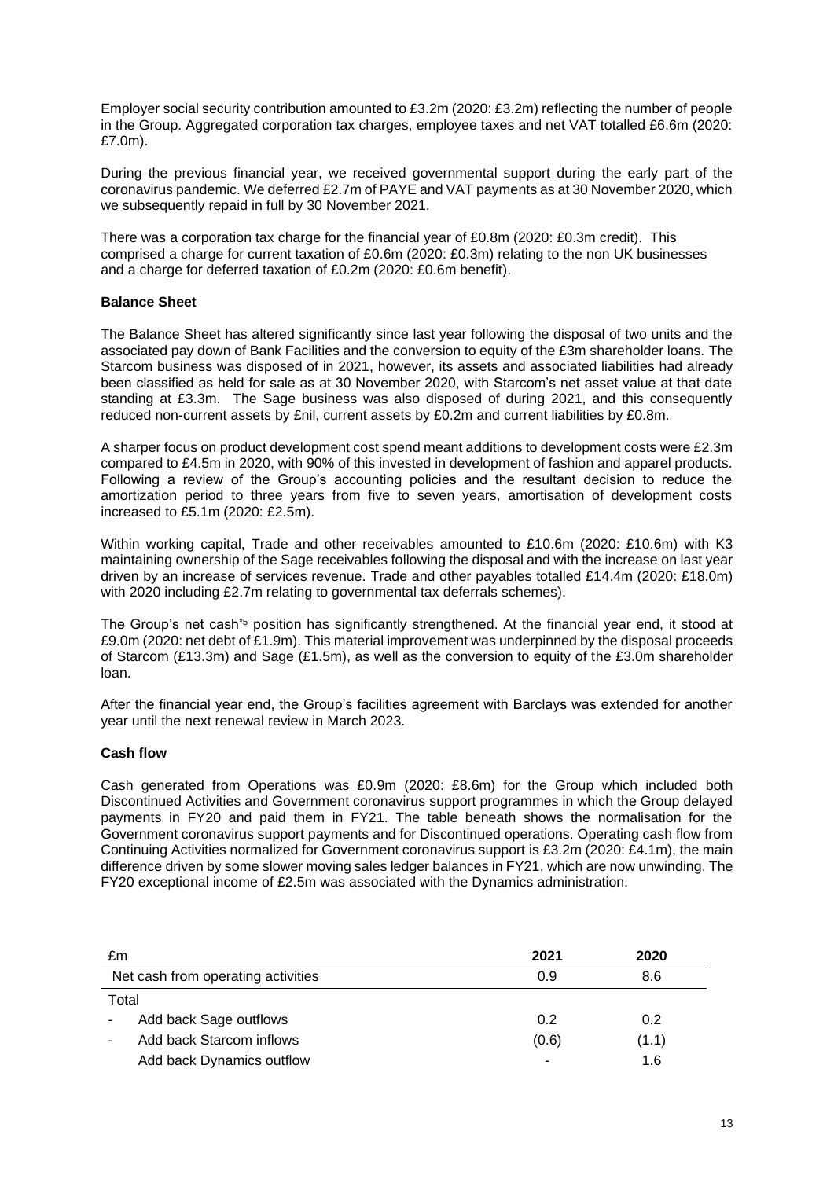Employer social security contribution amounted to £3.2m (2020: £3.2m) reflecting the number of people in the Group. Aggregated corporation tax charges, employee taxes and net VAT totalled £6.6m (2020: £7.0m).

During the previous financial year, we received governmental support during the early part of the coronavirus pandemic. We deferred £2.7m of PAYE and VAT payments as at 30 November 2020, which we subsequently repaid in full by 30 November 2021.

There was a corporation tax charge for the financial year of £0.8m (2020: £0.3m credit). This comprised a charge for current taxation of £0.6m (2020: £0.3m) relating to the non UK businesses and a charge for deferred taxation of £0.2m (2020: £0.6m benefit).

**Balance Sheet**

The Balance Sheet has altered significantly since last year following the disposal of two units and the associated pay down of Bank Facilities and the conversion to equity of the £3m shareholder loans. The Starcom business was disposed of in 2021, however, its assets and associated liabilities had already been classified as held for sale as at 30 November 2020, with Starcom's net asset value at that date standing at £3.3m. The Sage business was also disposed of during 2021, and this consequently reduced non-current assets by £nil, current assets by £0.2m and current liabilities by £0.8m.

A sharper focus on product development cost spend meant additions to development costs were £2.3m compared to £4.5m in 2020, with 90% of this invested in development of fashion and apparel products. Following a review of the Group's accounting policies and the resultant decision to reduce the amortization period to three years from five to seven years, amortisation of development costs increased to £5.1m (2020: £2.5m).

Within working capital, Trade and other receivables amounted to £10.6m (2020: £10.6m) with K3 maintaining ownership of the Sage receivables following the disposal and with the increase on last year driven by an increase of services revenue. Trade and other payables totalled £14.4m (2020: £18.0m) with 2020 including £2.7m relating to governmental tax deferrals schemes).

The Group's net cash*5 position has significantly strengthened. At the financial year end, it stood at £9.0m (2020: net debt of £1.9m). This material improvement was underpinned by the disposal proceeds of Starcom (£13.3m) and Sage (£1.5m), as well as the conversion to equity of the £3.0m shareholder loan.

After the financial year end, the Group's facilities agreement with Barclays was extended for another year until the next renewal review in March 2023.

**Cash flow**

Cash generated from Operations was £0.9m (2020: £8.6m) for the Group which included both Discontinued Activities and Government coronavirus support programmes in which the Group delayed payments in FY20 and paid them in FY21. The table beneath shows the normalisation for the Government coronavirus support payments and for Discontinued operations. Operating cash flow from Continuing Activities normalized for Government coronavirus support is £3.2m (2020: £4.1m), the main difference driven by some slower moving sales ledger balances in FY21, which are now unwinding. The FY20 exceptional income of £2.5m was associated with the Dynamics administration.

| £m | 2021 | 2020 |
|---|---|---|
| Net cash from operating activities | 0.9 | 8.6 |
| Total | | |
| - Add back Sage outflows | 0.2 | 0.2 |
| - Add back Starcom inflows | (0.6) | (1.1) |
| Add back Dynamics outflow | - | 1.6 |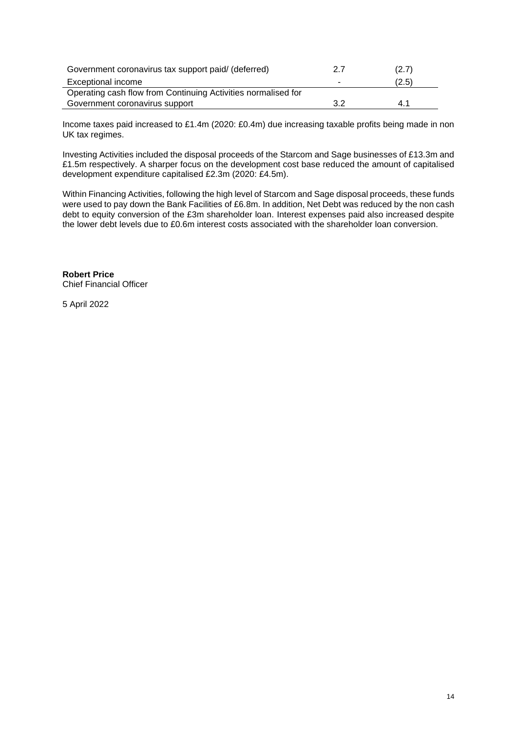| | | |
|---|---|---|
| Government coronavirus tax support paid/ (deferred) | 2.7 | (2.7) |
| Exceptional income | - | (2.5) |
| Operating cash flow from Continuing Activities normalised for Government coronavirus support | 3.2 | 4.1 |

Income taxes paid increased to £1.4m (2020: £0.4m) due increasing taxable profits being made in non UK tax regimes.

Investing Activities included the disposal proceeds of the Starcom and Sage businesses of £13.3m and £1.5m respectively. A sharper focus on the development cost base reduced the amount of capitalised development expenditure capitalised £2.3m (2020: £4.5m).

Within Financing Activities, following the high level of Starcom and Sage disposal proceeds, these funds were used to pay down the Bank Facilities of £6.8m. In addition, Net Debt was reduced by the non cash debt to equity conversion of the £3m shareholder loan. Interest expenses paid also increased despite the lower debt levels due to £0.6m interest costs associated with the shareholder loan conversion.

**Robert Price**
Chief Financial Officer

5 April 2022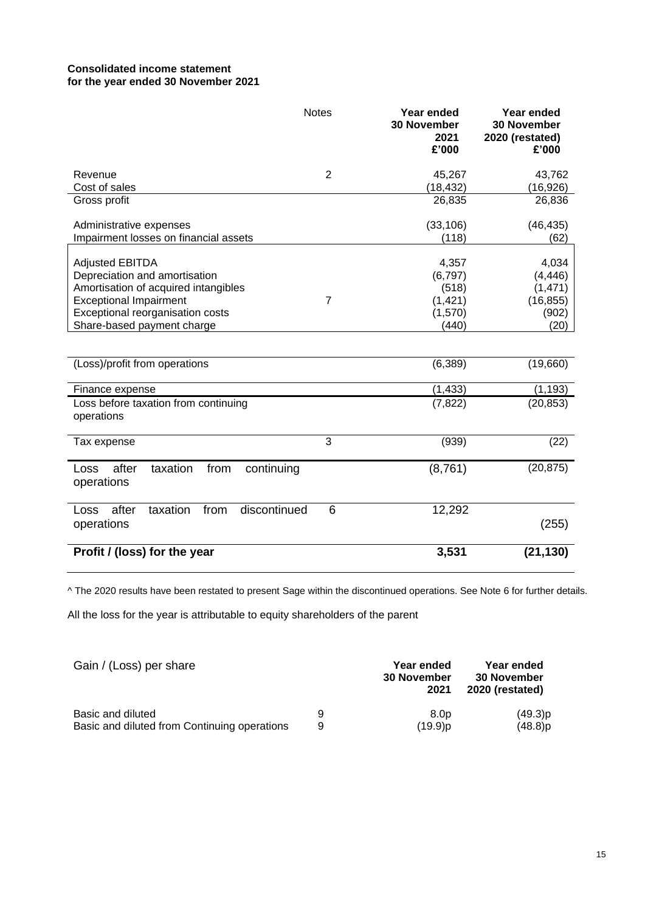**Consolidated income statement**
**for the year ended 30 November 2021**

| | Notes | Year ended 30 November 2021 £'000 | Year ended 30 November 2020 (restated) £'000 |
|---|---|---|---|
| Revenue | 2 | 45,267 | 43,762 |
| Cost of sales | | (18,432) | (16,926) |
| Gross profit | | 26,835 | 26,836 |
| | | | |
| Administrative expenses | | (33,106) | (46,435) |
| Impairment losses on financial assets | | (118) | (62) |
| | | | |
| Adjusted EBITDA | | 4,357 | 4,034 |
| Depreciation and amortisation | | (6,797) | (4,446) |
| Amortisation of acquired intangibles | | (518) | (1,471) |
| Exceptional Impairment | 7 | (1,421) | (16,855) |
| Exceptional reorganisation costs | | (1,570) | (902) |
| Share-based payment charge | | (440) | (20) |
| | | | |
| (Loss)/profit from operations | | (6,389) | (19,660) |
| | | | |
| Finance expense | | (1,433) | (1,193) |
| Loss before taxation from continuing operations | | (7,822) | (20,853) |
| | | | |
| Tax expense | 3 | (939) | (22) |
| | | | |
| Loss after taxation from continuing operations | | (8,761) | (20,875) |
| | | | |
| Loss after taxation from discontinued operations | 6 | 12,292 | (255) |
| | | | |
| **Profit / (loss) for the year** | | **3,531** | **(21,130)** |

^ The 2020 results have been restated to present Sage within the discontinued operations. See Note 6 for further details.

All the loss for the year is attributable to equity shareholders of the parent

| Gain / (Loss) per share | | Year ended 30 November 2021 | Year ended 30 November 2020 (restated) |
|---|---|---|---|
| Basic and diluted | 9 | 8.0p | (49.3)p |
| Basic and diluted from Continuing operations | 9 | (19.9)p | (48.8)p |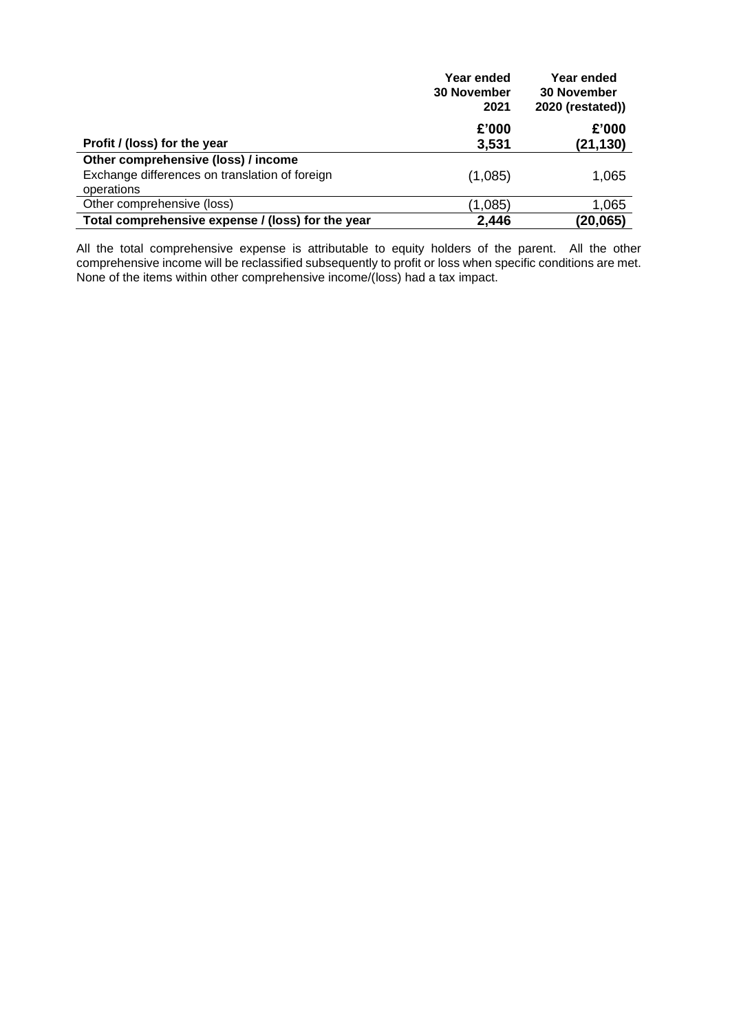| | Year ended 30 November 2021 | Year ended 30 November 2020 (restated)) |
|---|---|---|
| | **£'000** | **£'000** |
| **Profit / (loss) for the year** | **3,531** | **(21,130)** |
| **Other comprehensive (loss) / income** | | |
| Exchange differences on translation of foreign operations | (1,085) | 1,065 |
| Other comprehensive (loss) | (1,085) | 1,065 |
| **Total comprehensive expense / (loss) for the year** | **2,446** | **(20,065)** |

All the total comprehensive expense is attributable to equity holders of the parent. All the other comprehensive income will be reclassified subsequently to profit or loss when specific conditions are met. None of the items within other comprehensive income/(loss) had a tax impact.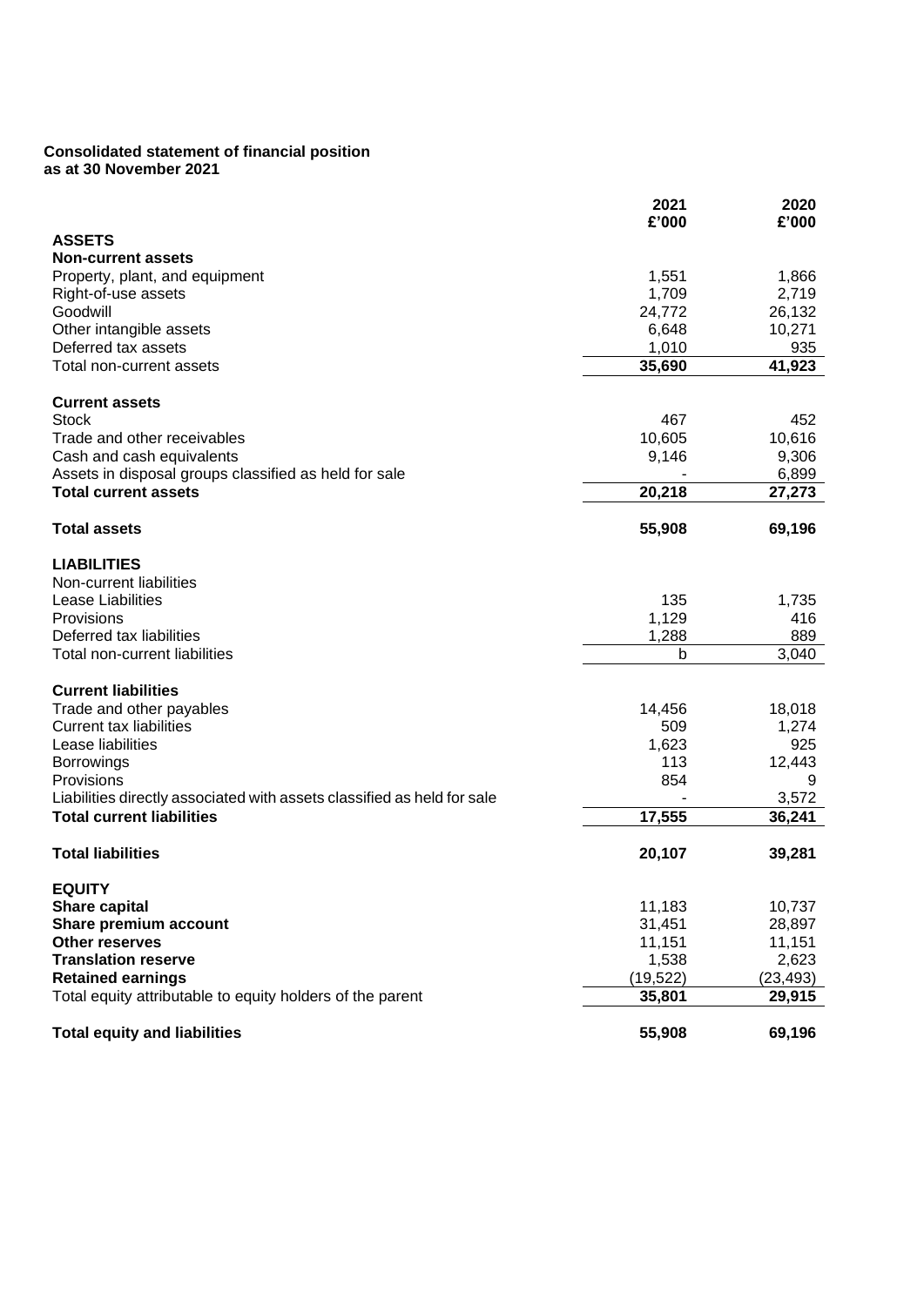**Consolidated statement of financial position**
**as at 30 November 2021**

| | 2021 £'000 | 2020 £'000 |
|---|---|---|
| **ASSETS** | | |
| **Non-current assets** | | |
| Property, plant, and equipment | 1,551 | 1,866 |
| Right-of-use assets | 1,709 | 2,719 |
| Goodwill | 24,772 | 26,132 |
| Other intangible assets | 6,648 | 10,271 |
| Deferred tax assets | 1,010 | 935 |
| Total non-current assets | **35,690** | **41,923** |
| | | |
| **Current assets** | | |
| Stock | 467 | 452 |
| Trade and other receivables | 10,605 | 10,616 |
| Cash and cash equivalents | 9,146 | 9,306 |
| Assets in disposal groups classified as held for sale | - | 6,899 |
| **Total current assets** | **20,218** | **27,273** |
| | | |
| **Total assets** | **55,908** | **69,196** |
| | | |
| **LIABILITIES** | | |
| Non-current liabilities | | |
| Lease Liabilities | 135 | 1,735 |
| Provisions | 1,129 | 416 |
| Deferred tax liabilities | 1,288 | 889 |
| Total non-current liabilities | b | 3,040 |
| | | |
| **Current liabilities** | | |
| Trade and other payables | 14,456 | 18,018 |
| Current tax liabilities | 509 | 1,274 |
| Lease liabilities | 1,623 | 925 |
| Borrowings | 113 | 12,443 |
| Provisions | 854 | 9 |
| Liabilities directly associated with assets classified as held for sale | - | 3,572 |
| **Total current liabilities** | **17,555** | **36,241** |
| | | |
| **Total liabilities** | **20,107** | **39,281** |
| | | |
| **EQUITY** | | |
| **Share capital** | 11,183 | 10,737 |
| **Share premium account** | 31,451 | 28,897 |
| **Other reserves** | 11,151 | 11,151 |
| **Translation reserve** | 1,538 | 2,623 |
| **Retained earnings** | (19,522) | (23,493) |
| Total equity attributable to equity holders of the parent | **35,801** | **29,915** |
| | | |
| **Total equity and liabilities** | **55,908** | **69,196** |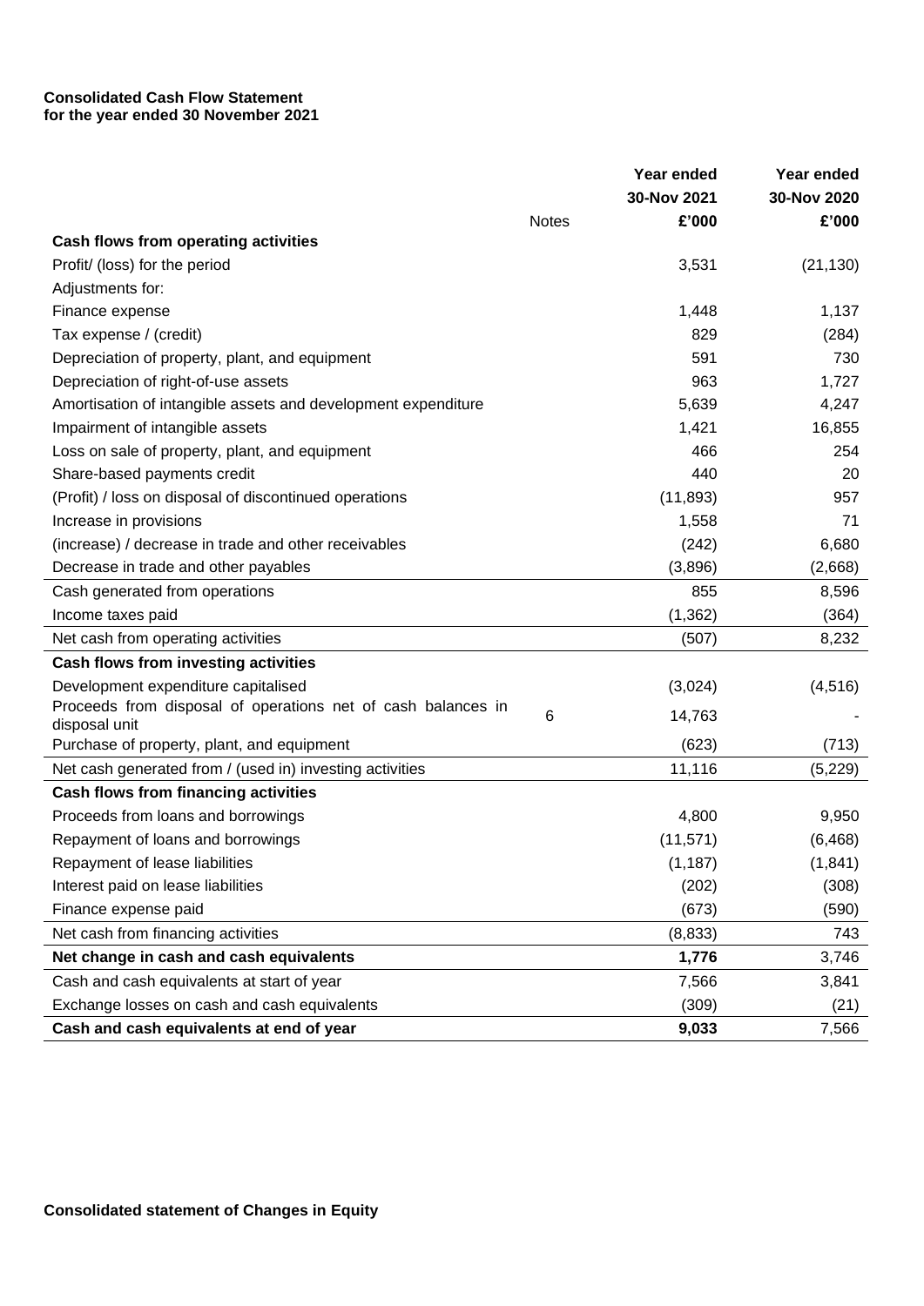**Consolidated Cash Flow Statement**
**for the year ended 30 November 2021**

| | Notes | Year ended 30-Nov 2021 £'000 | Year ended 30-Nov 2020 £'000 |
|---|---|---|---|
| **Cash flows from operating activities** | | | |
| Profit/ (loss) for the period | | 3,531 | (21,130) |
| Adjustments for: | | | |
| Finance expense | | 1,448 | 1,137 |
| Tax expense / (credit) | | 829 | (284) |
| Depreciation of property, plant, and equipment | | 591 | 730 |
| Depreciation of right-of-use assets | | 963 | 1,727 |
| Amortisation of intangible assets and development expenditure | | 5,639 | 4,247 |
| Impairment of intangible assets | | 1,421 | 16,855 |
| Loss on sale of property, plant, and equipment | | 466 | 254 |
| Share-based payments credit | | 440 | 20 |
| (Profit) / loss on disposal of discontinued operations | | (11,893) | 957 |
| Increase in provisions | | 1,558 | 71 |
| (increase) / decrease in trade and other receivables | | (242) | 6,680 |
| Decrease in trade and other payables | | (3,896) | (2,668) |
| Cash generated from operations | | 855 | 8,596 |
| Income taxes paid | | (1,362) | (364) |
| Net cash from operating activities | | (507) | 8,232 |
| **Cash flows from investing activities** | | | |
| Development expenditure capitalised | | (3,024) | (4,516) |
| Proceeds from disposal of operations net of cash balances in disposal unit | 6 | 14,763 | - |
| Purchase of property, plant, and equipment | | (623) | (713) |
| Net cash generated from / (used in) investing activities | | 11,116 | (5,229) |
| **Cash flows from financing activities** | | | |
| Proceeds from loans and borrowings | | 4,800 | 9,950 |
| Repayment of loans and borrowings | | (11,571) | (6,468) |
| Repayment of lease liabilities | | (1,187) | (1,841) |
| Interest paid on lease liabilities | | (202) | (308) |
| Finance expense paid | | (673) | (590) |
| Net cash from financing activities | | (8,833) | 743 |
| **Net change in cash and cash equivalents** | | **1,776** | 3,746 |
| Cash and cash equivalents at start of year | | 7,566 | 3,841 |
| Exchange losses on cash and cash equivalents | | (309) | (21) |
| **Cash and cash equivalents at end of year** | | **9,033** | 7,566 |

**Consolidated statement of Changes in Equity**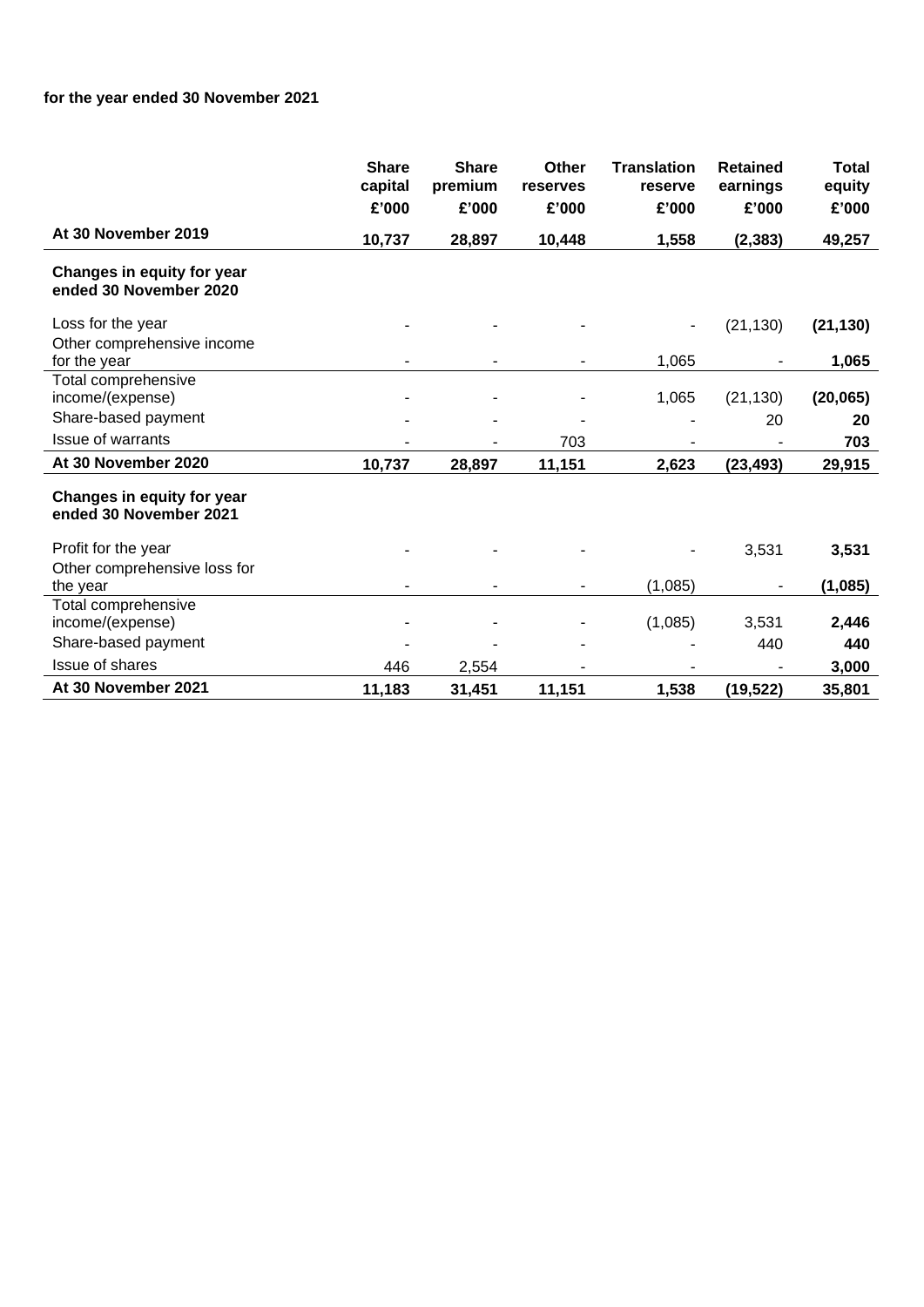**for the year ended 30 November 2021**

| | Share capital £'000 | Share premium £'000 | Other reserves £'000 | Translation reserve £'000 | Retained earnings £'000 | Total equity £'000 |
|---|---|---|---|---|---|---|
| **At 30 November 2019** | **10,737** | **28,897** | **10,448** | **1,558** | **(2,383)** | **49,257** |
| **Changes in equity for year ended 30 November 2020** | | | | | | |
| Loss for the year | - | - | - | - | (21,130) | **(21,130)** |
| Other comprehensive income for the year | - | - | - | 1,065 | - | **1,065** |
| Total comprehensive income/(expense) | - | - | - | 1,065 | (21,130) | **(20,065)** |
| Share-based payment | - | - | - | - | 20 | **20** |
| Issue of warrants | - | - | 703 | - | - | **703** |
| **At 30 November 2020** | **10,737** | **28,897** | **11,151** | **2,623** | **(23,493)** | **29,915** |
| **Changes in equity for year ended 30 November 2021** | | | | | | |
| Profit for the year | - | - | - | - | 3,531 | **3,531** |
| Other comprehensive loss for the year | - | - | - | (1,085) | - | **(1,085)** |
| Total comprehensive income/(expense) | - | - | - | (1,085) | 3,531 | **2,446** |
| Share-based payment | - | - | - | - | 440 | **440** |
| Issue of shares | 446 | 2,554 | - | - | - | **3,000** |
| **At 30 November 2021** | **11,183** | **31,451** | **11,151** | **1,538** | **(19,522)** | **35,801** |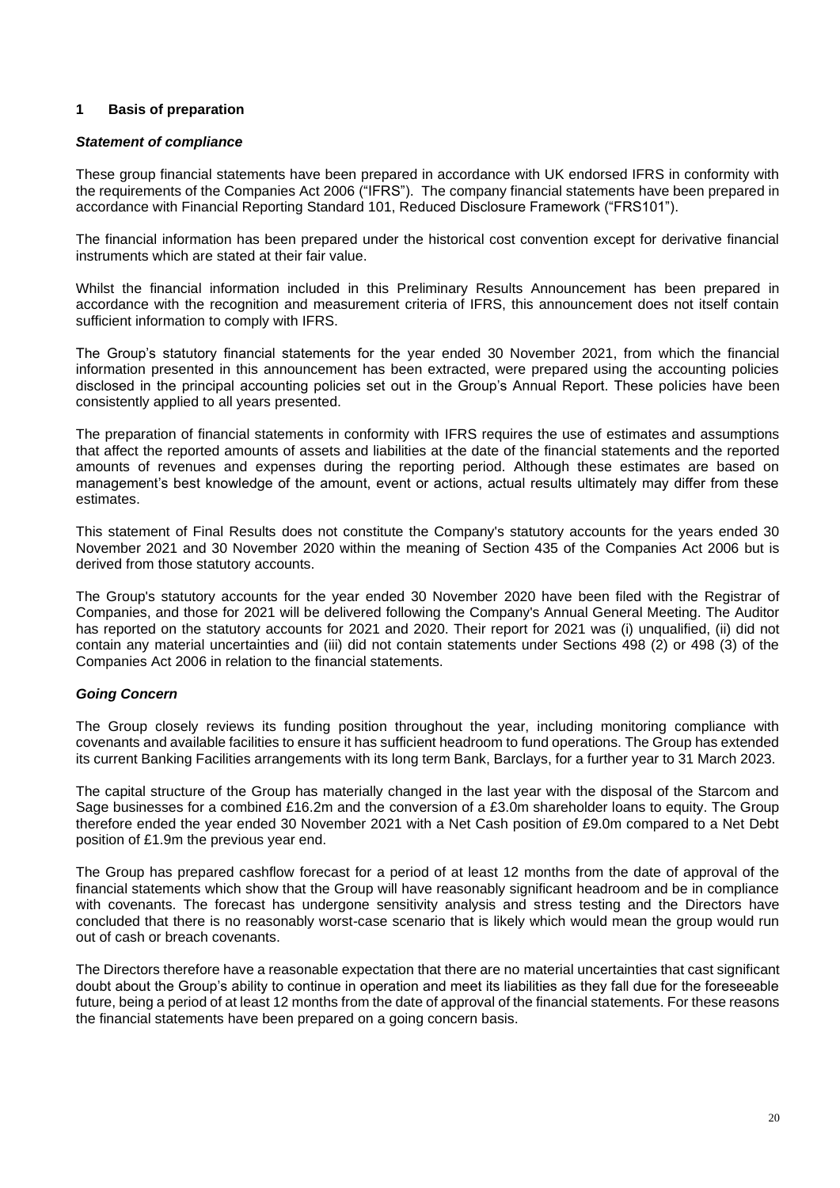## 1 Basis of preparation

***Statement of compliance***

These group financial statements have been prepared in accordance with UK endorsed IFRS in conformity with the requirements of the Companies Act 2006 ("IFRS"). The company financial statements have been prepared in accordance with Financial Reporting Standard 101, Reduced Disclosure Framework ("FRS101").

The financial information has been prepared under the historical cost convention except for derivative financial instruments which are stated at their fair value.

Whilst the financial information included in this Preliminary Results Announcement has been prepared in accordance with the recognition and measurement criteria of IFRS, this announcement does not itself contain sufficient information to comply with IFRS.

The Group's statutory financial statements for the year ended 30 November 2021, from which the financial information presented in this announcement has been extracted, were prepared using the accounting policies disclosed in the principal accounting policies set out in the Group's Annual Report. These policies have been consistently applied to all years presented.

The preparation of financial statements in conformity with IFRS requires the use of estimates and assumptions that affect the reported amounts of assets and liabilities at the date of the financial statements and the reported amounts of revenues and expenses during the reporting period. Although these estimates are based on management's best knowledge of the amount, event or actions, actual results ultimately may differ from these estimates.

This statement of Final Results does not constitute the Company's statutory accounts for the years ended 30 November 2021 and 30 November 2020 within the meaning of Section 435 of the Companies Act 2006 but is derived from those statutory accounts.

The Group's statutory accounts for the year ended 30 November 2020 have been filed with the Registrar of Companies, and those for 2021 will be delivered following the Company's Annual General Meeting. The Auditor has reported on the statutory accounts for 2021 and 2020. Their report for 2021 was (i) unqualified, (ii) did not contain any material uncertainties and (iii) did not contain statements under Sections 498 (2) or 498 (3) of the Companies Act 2006 in relation to the financial statements.

***Going Concern***

The Group closely reviews its funding position throughout the year, including monitoring compliance with covenants and available facilities to ensure it has sufficient headroom to fund operations. The Group has extended its current Banking Facilities arrangements with its long term Bank, Barclays, for a further year to 31 March 2023.

The capital structure of the Group has materially changed in the last year with the disposal of the Starcom and Sage businesses for a combined £16.2m and the conversion of a £3.0m shareholder loans to equity. The Group therefore ended the year ended 30 November 2021 with a Net Cash position of £9.0m compared to a Net Debt position of £1.9m the previous year end.

The Group has prepared cashflow forecast for a period of at least 12 months from the date of approval of the financial statements which show that the Group will have reasonably significant headroom and be in compliance with covenants. The forecast has undergone sensitivity analysis and stress testing and the Directors have concluded that there is no reasonably worst-case scenario that is likely which would mean the group would run out of cash or breach covenants.

The Directors therefore have a reasonable expectation that there are no material uncertainties that cast significant doubt about the Group's ability to continue in operation and meet its liabilities as they fall due for the foreseeable future, being a period of at least 12 months from the date of approval of the financial statements. For these reasons the financial statements have been prepared on a going concern basis.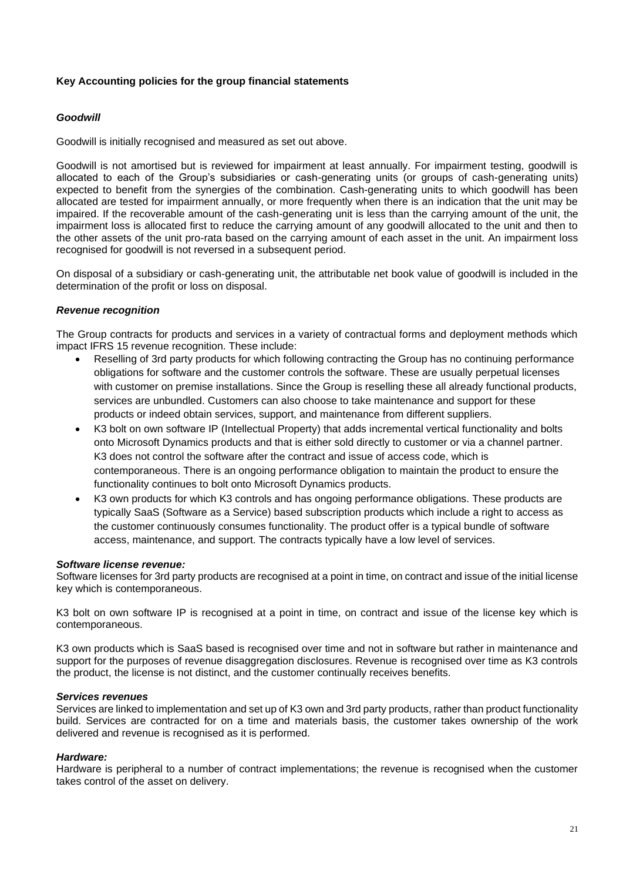**Key Accounting policies for the group financial statements**

***Goodwill***

Goodwill is initially recognised and measured as set out above.

Goodwill is not amortised but is reviewed for impairment at least annually. For impairment testing, goodwill is allocated to each of the Group's subsidiaries or cash-generating units (or groups of cash-generating units) expected to benefit from the synergies of the combination. Cash-generating units to which goodwill has been allocated are tested for impairment annually, or more frequently when there is an indication that the unit may be impaired. If the recoverable amount of the cash-generating unit is less than the carrying amount of the unit, the impairment loss is allocated first to reduce the carrying amount of any goodwill allocated to the unit and then to the other assets of the unit pro-rata based on the carrying amount of each asset in the unit. An impairment loss recognised for goodwill is not reversed in a subsequent period.

On disposal of a subsidiary or cash-generating unit, the attributable net book value of goodwill is included in the determination of the profit or loss on disposal.

***Revenue recognition***

The Group contracts for products and services in a variety of contractual forms and deployment methods which impact IFRS 15 revenue recognition. These include:

- Reselling of 3rd party products for which following contracting the Group has no continuing performance obligations for software and the customer controls the software. These are usually perpetual licenses with customer on premise installations. Since the Group is reselling these all already functional products, services are unbundled. Customers can also choose to take maintenance and support for these products or indeed obtain services, support, and maintenance from different suppliers.
- K3 bolt on own software IP (Intellectual Property) that adds incremental vertical functionality and bolts onto Microsoft Dynamics products and that is either sold directly to customer or via a channel partner. K3 does not control the software after the contract and issue of access code, which is contemporaneous. There is an ongoing performance obligation to maintain the product to ensure the functionality continues to bolt onto Microsoft Dynamics products.
- K3 own products for which K3 controls and has ongoing performance obligations. These products are typically SaaS (Software as a Service) based subscription products which include a right to access as the customer continuously consumes functionality. The product offer is a typical bundle of software access, maintenance, and support. The contracts typically have a low level of services.

***Software license revenue:***
Software licenses for 3rd party products are recognised at a point in time, on contract and issue of the initial license key which is contemporaneous.

K3 bolt on own software IP is recognised at a point in time, on contract and issue of the license key which is contemporaneous.

K3 own products which is SaaS based is recognised over time and not in software but rather in maintenance and support for the purposes of revenue disaggregation disclosures. Revenue is recognised over time as K3 controls the product, the license is not distinct, and the customer continually receives benefits.

***Services revenues***
Services are linked to implementation and set up of K3 own and 3rd party products, rather than product functionality build. Services are contracted for on a time and materials basis, the customer takes ownership of the work delivered and revenue is recognised as it is performed.

***Hardware:***
Hardware is peripheral to a number of contract implementations; the revenue is recognised when the customer takes control of the asset on delivery.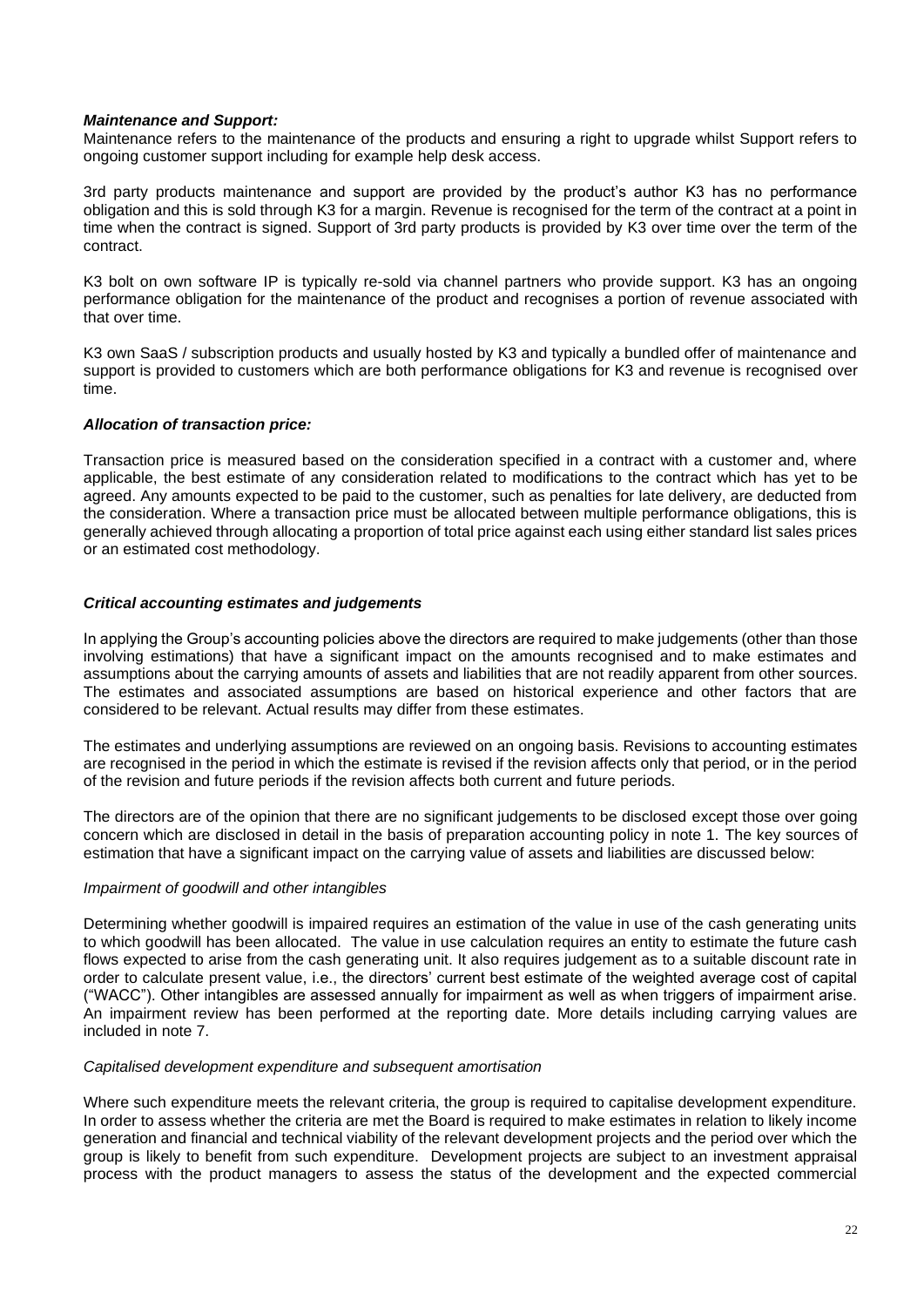***Maintenance and Support:***
Maintenance refers to the maintenance of the products and ensuring a right to upgrade whilst Support refers to ongoing customer support including for example help desk access.

3rd party products maintenance and support are provided by the product's author K3 has no performance obligation and this is sold through K3 for a margin. Revenue is recognised for the term of the contract at a point in time when the contract is signed. Support of 3rd party products is provided by K3 over time over the term of the contract.

K3 bolt on own software IP is typically re-sold via channel partners who provide support. K3 has an ongoing performance obligation for the maintenance of the product and recognises a portion of revenue associated with that over time.

K3 own SaaS / subscription products and usually hosted by K3 and typically a bundled offer of maintenance and support is provided to customers which are both performance obligations for K3 and revenue is recognised over time.

***Allocation of transaction price:***

Transaction price is measured based on the consideration specified in a contract with a customer and, where applicable, the best estimate of any consideration related to modifications to the contract which has yet to be agreed. Any amounts expected to be paid to the customer, such as penalties for late delivery, are deducted from the consideration. Where a transaction price must be allocated between multiple performance obligations, this is generally achieved through allocating a proportion of total price against each using either standard list sales prices or an estimated cost methodology.

***Critical accounting estimates and judgements***

In applying the Group's accounting policies above the directors are required to make judgements (other than those involving estimations) that have a significant impact on the amounts recognised and to make estimates and assumptions about the carrying amounts of assets and liabilities that are not readily apparent from other sources. The estimates and associated assumptions are based on historical experience and other factors that are considered to be relevant. Actual results may differ from these estimates.

The estimates and underlying assumptions are reviewed on an ongoing basis. Revisions to accounting estimates are recognised in the period in which the estimate is revised if the revision affects only that period, or in the period of the revision and future periods if the revision affects both current and future periods.

The directors are of the opinion that there are no significant judgements to be disclosed except those over going concern which are disclosed in detail in the basis of preparation accounting policy in note 1. The key sources of estimation that have a significant impact on the carrying value of assets and liabilities are discussed below:

*Impairment of goodwill and other intangibles*

Determining whether goodwill is impaired requires an estimation of the value in use of the cash generating units to which goodwill has been allocated. The value in use calculation requires an entity to estimate the future cash flows expected to arise from the cash generating unit. It also requires judgement as to a suitable discount rate in order to calculate present value, i.e., the directors' current best estimate of the weighted average cost of capital ("WACC"). Other intangibles are assessed annually for impairment as well as when triggers of impairment arise. An impairment review has been performed at the reporting date. More details including carrying values are included in note 7.

*Capitalised development expenditure and subsequent amortisation*

Where such expenditure meets the relevant criteria, the group is required to capitalise development expenditure. In order to assess whether the criteria are met the Board is required to make estimates in relation to likely income generation and financial and technical viability of the relevant development projects and the period over which the group is likely to benefit from such expenditure. Development projects are subject to an investment appraisal process with the product managers to assess the status of the development and the expected commercial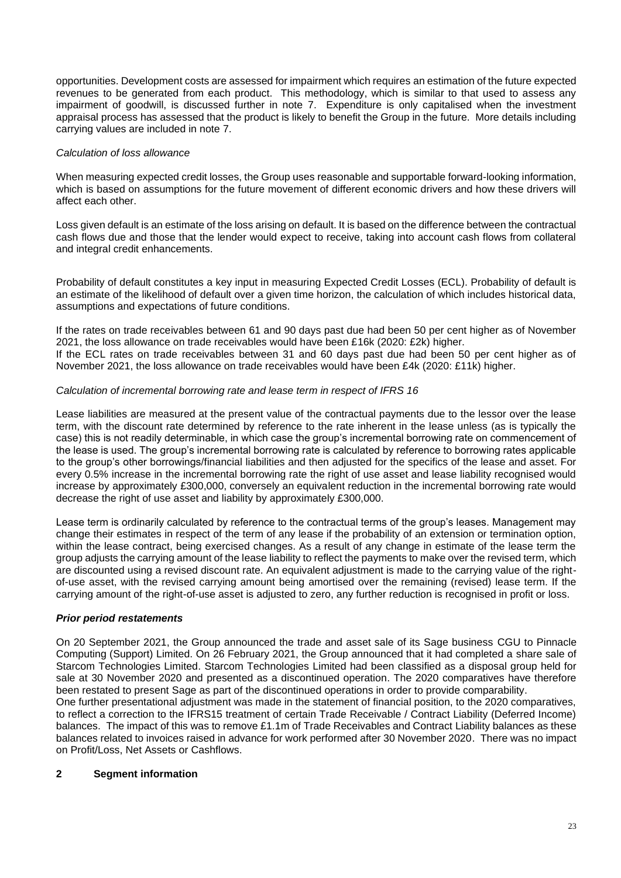opportunities. Development costs are assessed for impairment which requires an estimation of the future expected revenues to be generated from each product. This methodology, which is similar to that used to assess any impairment of goodwill, is discussed further in note 7. Expenditure is only capitalised when the investment appraisal process has assessed that the product is likely to benefit the Group in the future. More details including carrying values are included in note 7.

*Calculation of loss allowance*

When measuring expected credit losses, the Group uses reasonable and supportable forward-looking information, which is based on assumptions for the future movement of different economic drivers and how these drivers will affect each other.

Loss given default is an estimate of the loss arising on default. It is based on the difference between the contractual cash flows due and those that the lender would expect to receive, taking into account cash flows from collateral and integral credit enhancements.

Probability of default constitutes a key input in measuring Expected Credit Losses (ECL). Probability of default is an estimate of the likelihood of default over a given time horizon, the calculation of which includes historical data, assumptions and expectations of future conditions.

If the rates on trade receivables between 61 and 90 days past due had been 50 per cent higher as of November 2021, the loss allowance on trade receivables would have been £16k (2020: £2k) higher.
If the ECL rates on trade receivables between 31 and 60 days past due had been 50 per cent higher as of November 2021, the loss allowance on trade receivables would have been £4k (2020: £11k) higher.

*Calculation of incremental borrowing rate and lease term in respect of IFRS 16*

Lease liabilities are measured at the present value of the contractual payments due to the lessor over the lease term, with the discount rate determined by reference to the rate inherent in the lease unless (as is typically the case) this is not readily determinable, in which case the group's incremental borrowing rate on commencement of the lease is used. The group's incremental borrowing rate is calculated by reference to borrowing rates applicable to the group's other borrowings/financial liabilities and then adjusted for the specifics of the lease and asset. For every 0.5% increase in the incremental borrowing rate the right of use asset and lease liability recognised would increase by approximately £300,000, conversely an equivalent reduction in the incremental borrowing rate would decrease the right of use asset and liability by approximately £300,000.

Lease term is ordinarily calculated by reference to the contractual terms of the group's leases. Management may change their estimates in respect of the term of any lease if the probability of an extension or termination option, within the lease contract, being exercised changes. As a result of any change in estimate of the lease term the group adjusts the carrying amount of the lease liability to reflect the payments to make over the revised term, which are discounted using a revised discount rate. An equivalent adjustment is made to the carrying value of the right-of-use asset, with the revised carrying amount being amortised over the remaining (revised) lease term. If the carrying amount of the right-of-use asset is adjusted to zero, any further reduction is recognised in profit or loss.

***Prior period restatements***

On 20 September 2021, the Group announced the trade and asset sale of its Sage business CGU to Pinnacle Computing (Support) Limited. On 26 February 2021, the Group announced that it had completed a share sale of Starcom Technologies Limited. Starcom Technologies Limited had been classified as a disposal group held for sale at 30 November 2020 and presented as a discontinued operation. The 2020 comparatives have therefore been restated to present Sage as part of the discontinued operations in order to provide comparability.
One further presentational adjustment was made in the statement of financial position, to the 2020 comparatives, to reflect a correction to the IFRS15 treatment of certain Trade Receivable / Contract Liability (Deferred Income) balances. The impact of this was to remove £1.1m of Trade Receivables and Contract Liability balances as these balances related to invoices raised in advance for work performed after 30 November 2020. There was no impact on Profit/Loss, Net Assets or Cashflows.

## 2 Segment information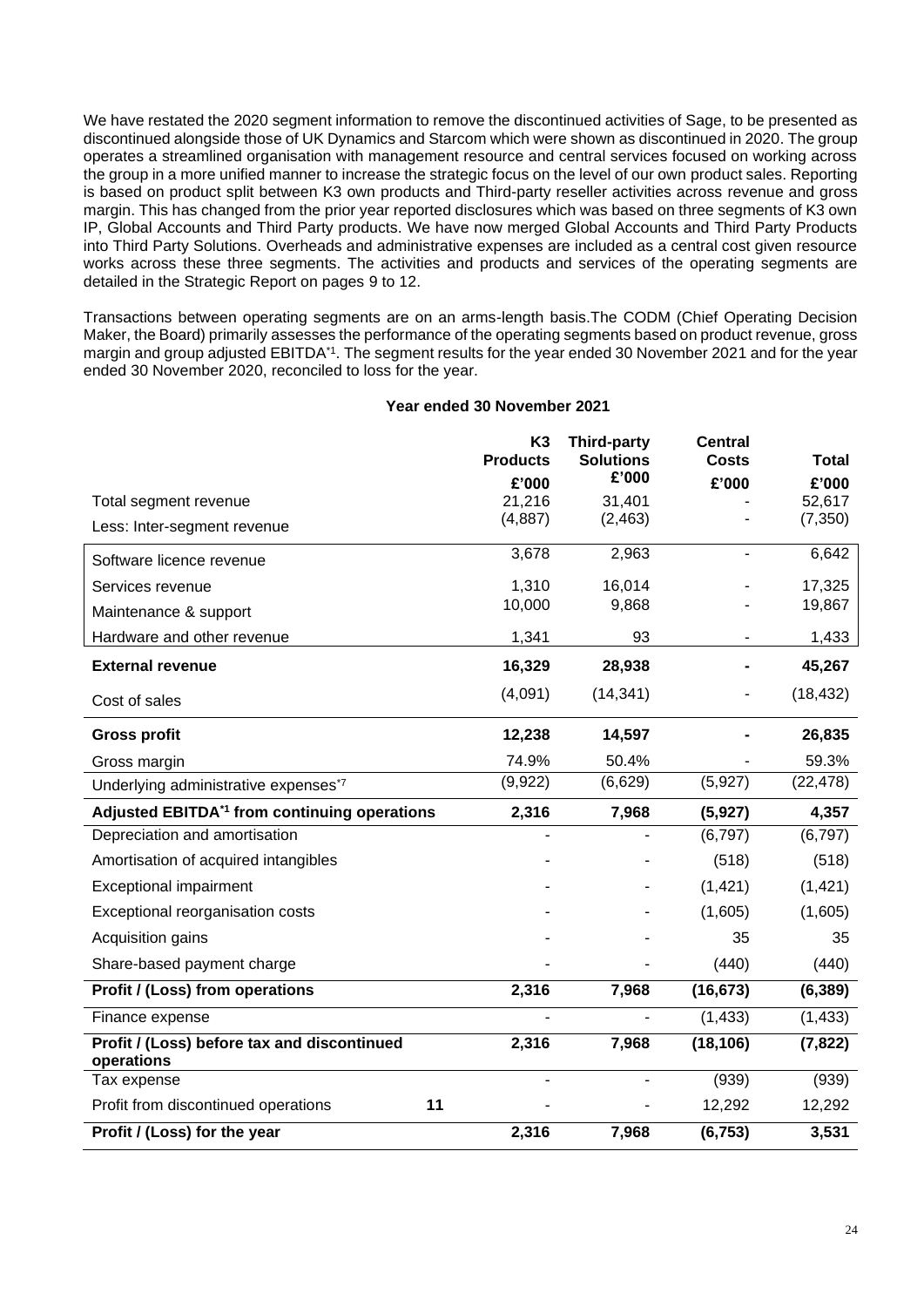We have restated the 2020 segment information to remove the discontinued activities of Sage, to be presented as discontinued alongside those of UK Dynamics and Starcom which were shown as discontinued in 2020. The group operates a streamlined organisation with management resource and central services focused on working across the group in a more unified manner to increase the strategic focus on the level of our own product sales. Reporting is based on product split between K3 own products and Third-party reseller activities across revenue and gross margin. This has changed from the prior year reported disclosures which was based on three segments of K3 own IP, Global Accounts and Third Party products. We have now merged Global Accounts and Third Party Products into Third Party Solutions. Overheads and administrative expenses are included as a central cost given resource works across these three segments. The activities and products and services of the operating segments are detailed in the Strategic Report on pages 9 to 12.

Transactions between operating segments are on an arms-length basis.The CODM (Chief Operating Decision Maker, the Board) primarily assesses the performance of the operating segments based on product revenue, gross margin and group adjusted EBITDA*1. The segment results for the year ended 30 November 2021 and for the year ended 30 November 2020, reconciled to loss for the year.

**Year ended 30 November 2021**

| | | K3 Products £'000 | Third-party Solutions £'000 | Central Costs £'000 | Total £'000 |
|---|---|---|---|---|---|
| Total segment revenue | | 21,216 | 31,401 | - | 52,617 |
| Less: Inter-segment revenue | | (4,887) | (2,463) | - | (7,350) |
| Software licence revenue | | 3,678 | 2,963 | - | 6,642 |
| Services revenue | | 1,310 | 16,014 | - | 17,325 |
| Maintenance & support | | 10,000 | 9,868 | - | 19,867 |
| Hardware and other revenue | | 1,341 | 93 | - | 1,433 |
| **External revenue** | | **16,329** | **28,938** | **-** | **45,267** |
| Cost of sales | | (4,091) | (14,341) | - | (18,432) |
| **Gross profit** | | **12,238** | **14,597** | **-** | **26,835** |
| Gross margin | | 74.9% | 50.4% | - | 59.3% |
| Underlying administrative expenses*7 | | (9,922) | (6,629) | (5,927) | (22,478) |
| **Adjusted EBITDA*1 from continuing operations** | | **2,316** | **7,968** | **(5,927)** | **4,357** |
| Depreciation and amortisation | | - | - | (6,797) | (6,797) |
| Amortisation of acquired intangibles | | - | - | (518) | (518) |
| Exceptional impairment | | - | - | (1,421) | (1,421) |
| Exceptional reorganisation costs | | - | - | (1,605) | (1,605) |
| Acquisition gains | | - | - | 35 | 35 |
| Share-based payment charge | | - | - | (440) | (440) |
| **Profit / (Loss) from operations** | | **2,316** | **7,968** | **(16,673)** | **(6,389)** |
| Finance expense | | - | - | (1,433) | (1,433) |
| **Profit / (Loss) before tax and discontinued operations** | | **2,316** | **7,968** | **(18,106)** | **(7,822)** |
| Tax expense | | - | - | (939) | (939) |
| Profit from discontinued operations | 11 | - | - | 12,292 | 12,292 |
| **Profit / (Loss) for the year** | | **2,316** | **7,968** | **(6,753)** | **3,531** |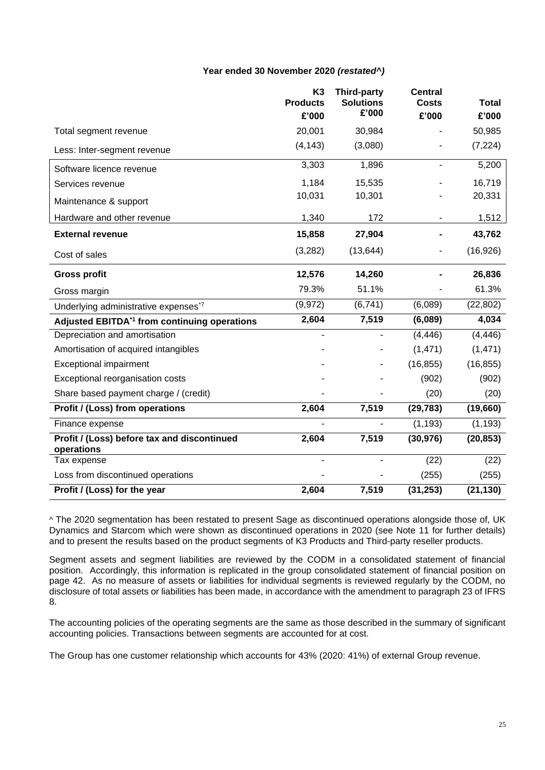**Year ended 30 November 2020 *(restated^)***

| | K3 Products £'000 | Third-party Solutions £'000 | Central Costs £'000 | Total £'000 |
|---|---|---|---|---|
| Total segment revenue | 20,001 | 30,984 | - | 50,985 |
| Less: Inter-segment revenue | (4,143) | (3,080) | - | (7,224) |
| Software licence revenue | 3,303 | 1,896 | - | 5,200 |
| Services revenue | 1,184 | 15,535 | - | 16,719 |
| Maintenance & support | 10,031 | 10,301 | - | 20,331 |
| Hardware and other revenue | 1,340 | 172 | - | 1,512 |
| **External revenue** | **15,858** | **27,904** | **-** | **43,762** |
| Cost of sales | (3,282) | (13,644) | - | (16,926) |
| **Gross profit** | **12,576** | **14,260** | **-** | **26,836** |
| Gross margin | 79.3% | 51.1% | - | 61.3% |
| Underlying administrative expenses*7 | (9,972) | (6,741) | (6,089) | (22,802) |
| **Adjusted EBITDA*1 from continuing operations** | **2,604** | **7,519** | **(6,089)** | **4,034** |
| Depreciation and amortisation | - | - | (4,446) | (4,446) |
| Amortisation of acquired intangibles | - | - | (1,471) | (1,471) |
| Exceptional impairment | - | - | (16,855) | (16,855) |
| Exceptional reorganisation costs | - | - | (902) | (902) |
| Share based payment charge / (credit) | - | - | (20) | (20) |
| **Profit / (Loss) from operations** | **2,604** | **7,519** | **(29,783)** | **(19,660)** |
| Finance expense | - | - | (1,193) | (1,193) |
| **Profit / (Loss) before tax and discontinued operations** | **2,604** | **7,519** | **(30,976)** | **(20,853)** |
| Tax expense | - | - | (22) | (22) |
| Loss from discontinued operations | - | - | (255) | (255) |
| **Profit / (Loss) for the year** | **2,604** | **7,519** | **(31,253)** | **(21,130)** |

^ The 2020 segmentation has been restated to present Sage as discontinued operations alongside those of, UK Dynamics and Starcom which were shown as discontinued operations in 2020 (see Note 11 for further details) and to present the results based on the product segments of K3 Products and Third-party reseller products.

Segment assets and segment liabilities are reviewed by the CODM in a consolidated statement of financial position. Accordingly, this information is replicated in the group consolidated statement of financial position on page 42. As no measure of assets or liabilities for individual segments is reviewed regularly by the CODM, no disclosure of total assets or liabilities has been made, in accordance with the amendment to paragraph 23 of IFRS 8.

The accounting policies of the operating segments are the same as those described in the summary of significant accounting policies. Transactions between segments are accounted for at cost.

The Group has one customer relationship which accounts for 43% (2020: 41%) of external Group revenue.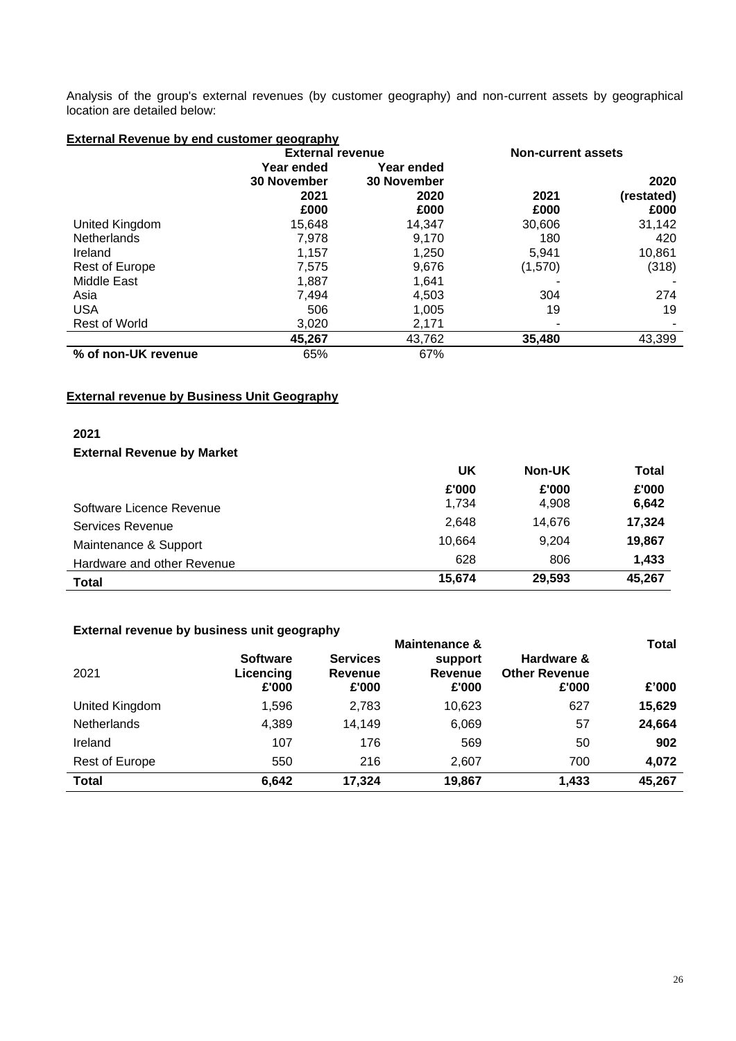Analysis of the group's external revenues (by customer geography) and non-current assets by geographical location are detailed below:

**External Revenue by end customer geography**

| | External revenue | | Non-current assets | |
|---|---|---|---|---|
| | Year ended 30 November 2021 | Year ended 30 November 2020 | 2021 | 2020 (restated) |
| | £000 | £000 | £000 | £000 |
| United Kingdom | 15,648 | 14,347 | 30,606 | 31,142 |
| Netherlands | 7,978 | 9,170 | 180 | 420 |
| Ireland | 1,157 | 1,250 | 5,941 | 10,861 |
| Rest of Europe | 7,575 | 9,676 | (1,570) | (318) |
| Middle East | 1,887 | 1,641 | - | - |
| Asia | 7,494 | 4,503 | 304 | 274 |
| USA | 506 | 1,005 | 19 | 19 |
| Rest of World | 3,020 | 2,171 | - | - |
| | **45,267** | 43,762 | **35,480** | 43,399 |
| **% of non-UK revenue** | 65% | 67% | | |

**External revenue by Business Unit Geography**

**2021**

**External Revenue by Market**

| | UK | Non-UK | Total |
|---|---|---|---|
| | £'000 | £'000 | £'000 |
| Software Licence Revenue | 1,734 | 4,908 | **6,642** |
| Services Revenue | 2,648 | 14,676 | **17,324** |
| Maintenance & Support | 10,664 | 9,204 | **19,867** |
| Hardware and other Revenue | 628 | 806 | **1,433** |
| **Total** | **15,674** | **29,593** | **45,267** |

**External revenue by business unit geography**

| 2021 | Software Licencing £'000 | Services Revenue £'000 | Maintenance & support Revenue £'000 | Hardware & Other Revenue £'000 | Total £'000 |
|---|---|---|---|---|---|
| United Kingdom | 1,596 | 2,783 | 10,623 | 627 | **15,629** |
| Netherlands | 4,389 | 14,149 | 6,069 | 57 | **24,664** |
| Ireland | 107 | 176 | 569 | 50 | **902** |
| Rest of Europe | 550 | 216 | 2,607 | 700 | **4,072** |
| **Total** | **6,642** | **17,324** | **19,867** | **1,433** | **45,267** |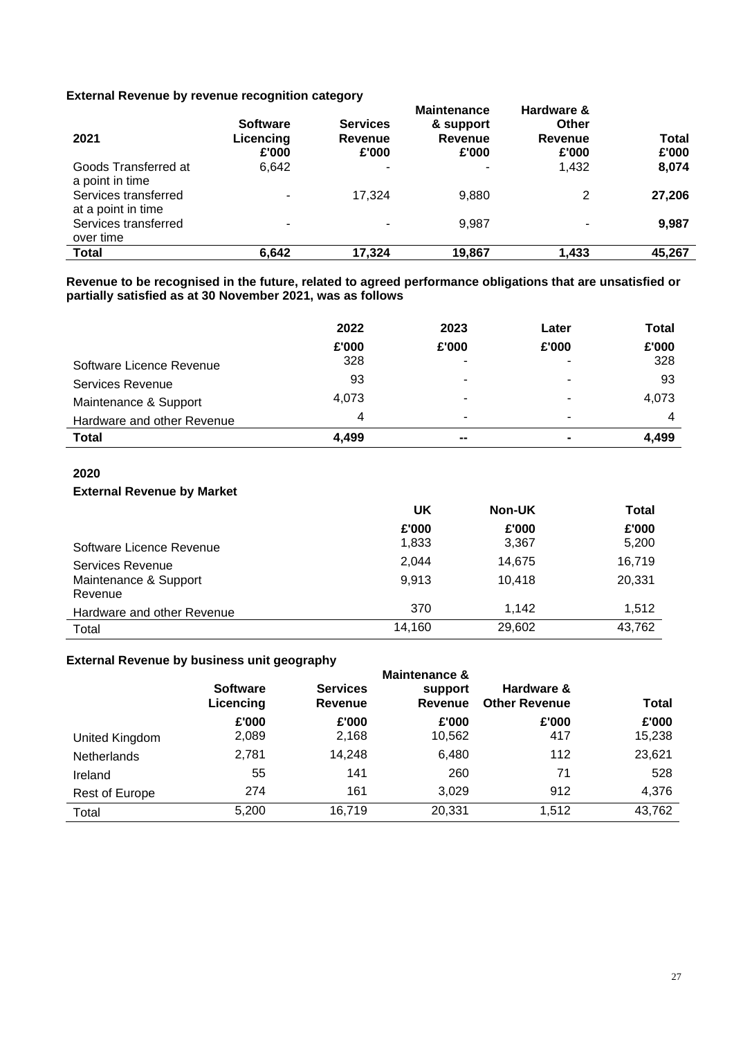**External Revenue by revenue recognition category**

| 2021 | Software Licencing £'000 | Services Revenue £'000 | Maintenance & support Revenue £'000 | Hardware & Other Revenue £'000 | Total £'000 |
|---|---|---|---|---|---|
| Goods Transferred at a point in time | 6,642 | - | - | 1,432 | **8,074** |
| Services transferred at a point in time | - | 17,324 | 9,880 | 2 | **27,206** |
| Services transferred over time | - | - | 9,987 | - | **9,987** |
| **Total** | **6,642** | **17,324** | **19,867** | **1,433** | **45,267** |

**Revenue to be recognised in the future, related to agreed performance obligations that are unsatisfied or partially satisfied as at 30 November 2021, was as follows**

| | 2022 £'000 | 2023 £'000 | Later £'000 | Total £'000 |
|---|---|---|---|---|
| Software Licence Revenue | 328 | - | - | 328 |
| Services Revenue | 93 | - | - | 93 |
| Maintenance & Support | 4,073 | - | - | 4,073 |
| Hardware and other Revenue | 4 | - | - | 4 |
| **Total** | **4,499** | **--** | **-** | **4,499** |

**2020**

**External Revenue by Market**

| | UK £'000 | Non-UK £'000 | Total £'000 |
|---|---|---|---|
| Software Licence Revenue | 1,833 | 3,367 | 5,200 |
| Services Revenue | 2,044 | 14,675 | 16,719 |
| Maintenance & Support Revenue | 9,913 | 10,418 | 20,331 |
| Hardware and other Revenue | 370 | 1,142 | 1,512 |
| Total | 14,160 | 29,602 | 43,762 |

**External Revenue by business unit geography**

| | Software Licencing £'000 | Services Revenue £'000 | Maintenance & support Revenue £'000 | Hardware & Other Revenue £'000 | Total £'000 |
|---|---|---|---|---|---|
| United Kingdom | 2,089 | 2,168 | 10,562 | 417 | 15,238 |
| Netherlands | 2,781 | 14,248 | 6,480 | 112 | 23,621 |
| Ireland | 55 | 141 | 260 | 71 | 528 |
| Rest of Europe | 274 | 161 | 3,029 | 912 | 4,376 |
| Total | 5,200 | 16,719 | 20,331 | 1,512 | 43,762 |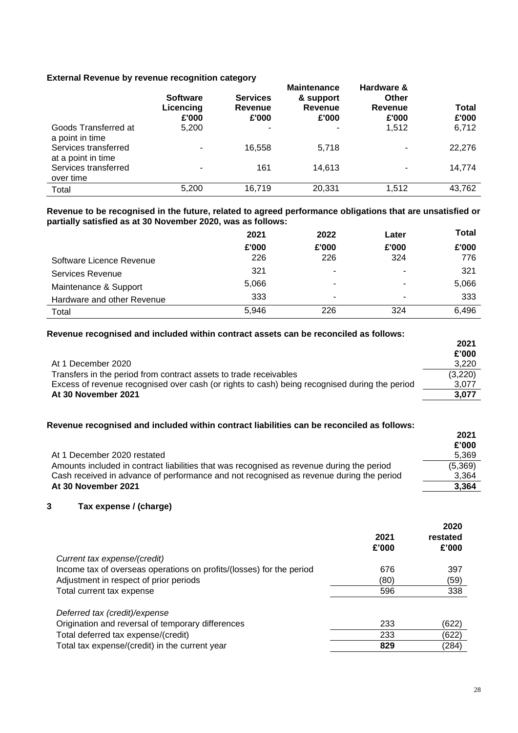**External Revenue by revenue recognition category**

| | Software Licencing £'000 | Services Revenue £'000 | Maintenance & support Revenue £'000 | Hardware & Other Revenue £'000 | Total £'000 |
|---|---|---|---|---|---|
| Goods Transferred at a point in time | 5,200 | - | - | 1,512 | 6,712 |
| Services transferred at a point in time | - | 16,558 | 5,718 | - | 22,276 |
| Services transferred over time | - | 161 | 14,613 | - | 14,774 |
| Total | 5,200 | 16,719 | 20,331 | 1,512 | 43,762 |

**Revenue to be recognised in the future, related to agreed performance obligations that are unsatisfied or partially satisfied as at 30 November 2020, was as follows:**

| | 2021 £'000 | 2022 £'000 | Later £'000 | Total £'000 |
|---|---|---|---|---|
| Software Licence Revenue | 226 | 226 | 324 | 776 |
| Services Revenue | 321 | - | - | 321 |
| Maintenance & Support | 5,066 | - | - | 5,066 |
| Hardware and other Revenue | 333 | - | - | 333 |
| Total | 5,946 | 226 | 324 | 6,496 |

**Revenue recognised and included within contract assets can be reconciled as follows:**

| | 2021 £'000 |
|---|---|
| At 1 December 2020 | 3,220 |
| Transfers in the period from contract assets to trade receivables | (3,220) |
| Excess of revenue recognised over cash (or rights to cash) being recognised during the period | 3,077 |
| **At 30 November 2021** | **3,077** |

**Revenue recognised and included within contract liabilities can be reconciled as follows:**

| | 2021 £'000 |
|---|---|
| At 1 December 2020 restated | 5,369 |
| Amounts included in contract liabilities that was recognised as revenue during the period | (5,369) |
| Cash received in advance of performance and not recognised as revenue during the period | 3,364 |
| **At 30 November 2021** | **3,364** |

## 3 Tax expense / (charge)

| | 2021 £'000 | 2020 restated £'000 |
|---|---|---|
| *Current tax expense/(credit)* | | |
| Income tax of overseas operations on profits/(losses) for the period | 676 | 397 |
| Adjustment in respect of prior periods | (80) | (59) |
| Total current tax expense | 596 | 338 |
| | | |
| *Deferred tax (credit)/expense* | | |
| Origination and reversal of temporary differences | 233 | (622) |
| Total deferred tax expense/(credit) | 233 | (622) |
| Total tax expense/(credit) in the current year | **829** | (284) |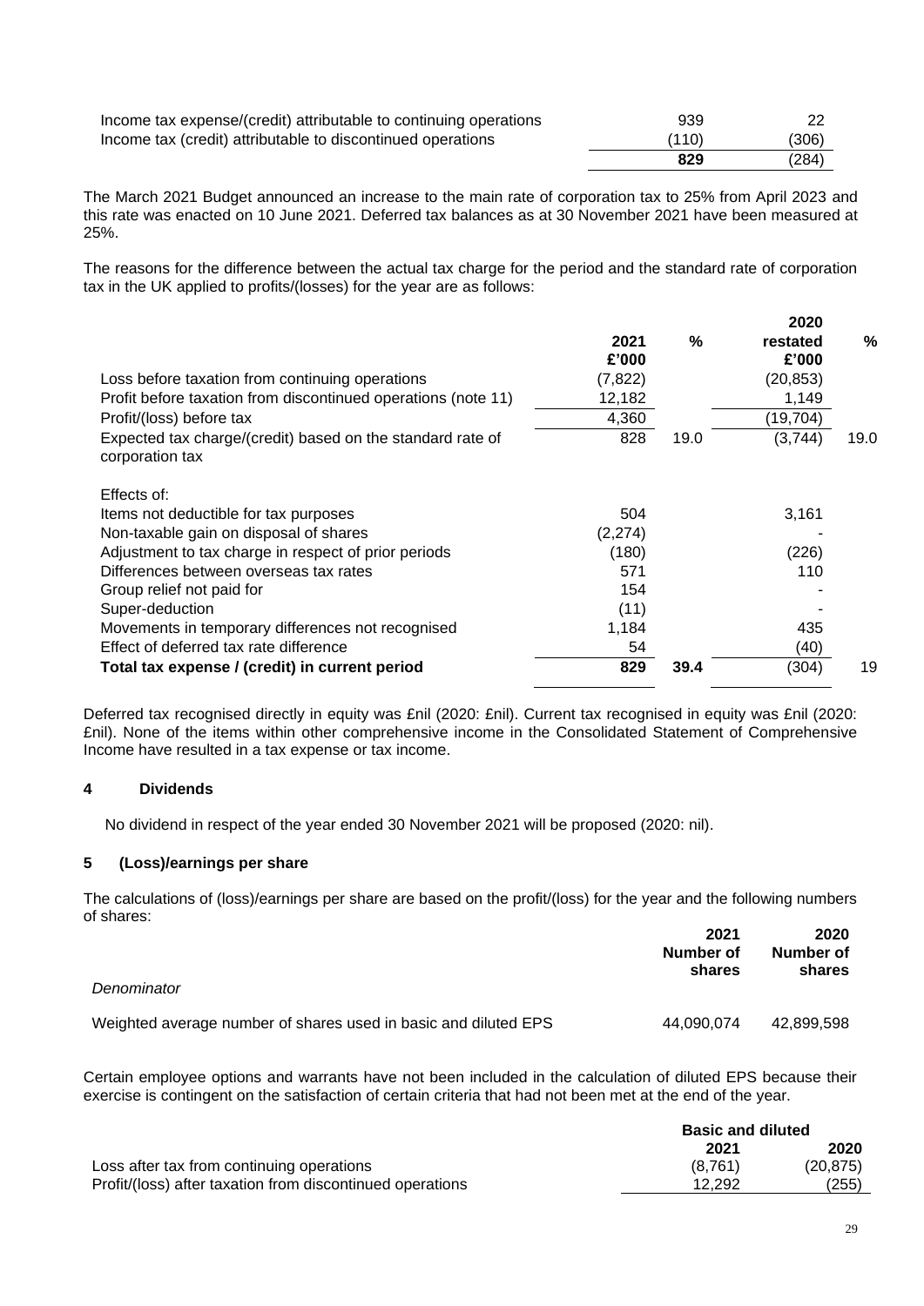| | | |
|---|---|---|
| Income tax expense/(credit) attributable to continuing operations | 939 | 22 |
| Income tax (credit) attributable to discontinued operations | (110) | (306) |
| | **829** | (284) |

The March 2021 Budget announced an increase to the main rate of corporation tax to 25% from April 2023 and this rate was enacted on 10 June 2021. Deferred tax balances as at 30 November 2021 have been measured at 25%.

The reasons for the difference between the actual tax charge for the period and the standard rate of corporation tax in the UK applied to profits/(losses) for the year are as follows:

| | 2021 £'000 | % | 2020 restated £'000 | % |
|---|---|---|---|---|
| Loss before taxation from continuing operations | (7,822) | | (20,853) | |
| Profit before taxation from discontinued operations (note 11) | 12,182 | | 1,149 | |
| Profit/(loss) before tax | 4,360 | | (19,704) | |
| Expected tax charge/(credit) based on the standard rate of corporation tax | 828 | 19.0 | (3,744) | 19.0 |
| | | | | |
| Effects of: | | | | |
| Items not deductible for tax purposes | 504 | | 3,161 | |
| Non-taxable gain on disposal of shares | (2,274) | | - | |
| Adjustment to tax charge in respect of prior periods | (180) | | (226) | |
| Differences between overseas tax rates | 571 | | 110 | |
| Group relief not paid for | 154 | | - | |
| Super-deduction | (11) | | - | |
| Movements in temporary differences not recognised | 1,184 | | 435 | |
| Effect of deferred tax rate difference | 54 | | (40) | |
| **Total tax expense / (credit) in current period** | **829** | **39.4** | (304) | 19 |

Deferred tax recognised directly in equity was £nil (2020: £nil). Current tax recognised in equity was £nil (2020: £nil). None of the items within other comprehensive income in the Consolidated Statement of Comprehensive Income have resulted in a tax expense or tax income.

## 4 Dividends

No dividend in respect of the year ended 30 November 2021 will be proposed (2020: nil).

## 5 (Loss)/earnings per share

The calculations of (loss)/earnings per share are based on the profit/(loss) for the year and the following numbers of shares:

| | 2021 Number of shares | 2020 Number of shares |
|---|---|---|
| *Denominator* | | |
| Weighted average number of shares used in basic and diluted EPS | 44,090,074 | 42,899,598 |

Certain employee options and warrants have not been included in the calculation of diluted EPS because their exercise is contingent on the satisfaction of certain criteria that had not been met at the end of the year.

| | Basic and diluted | |
|---|---|---|
| | 2021 | 2020 |
| Loss after tax from continuing operations | (8,761) | (20,875) |
| Profit/(loss) after taxation from discontinued operations | 12,292 | (255) |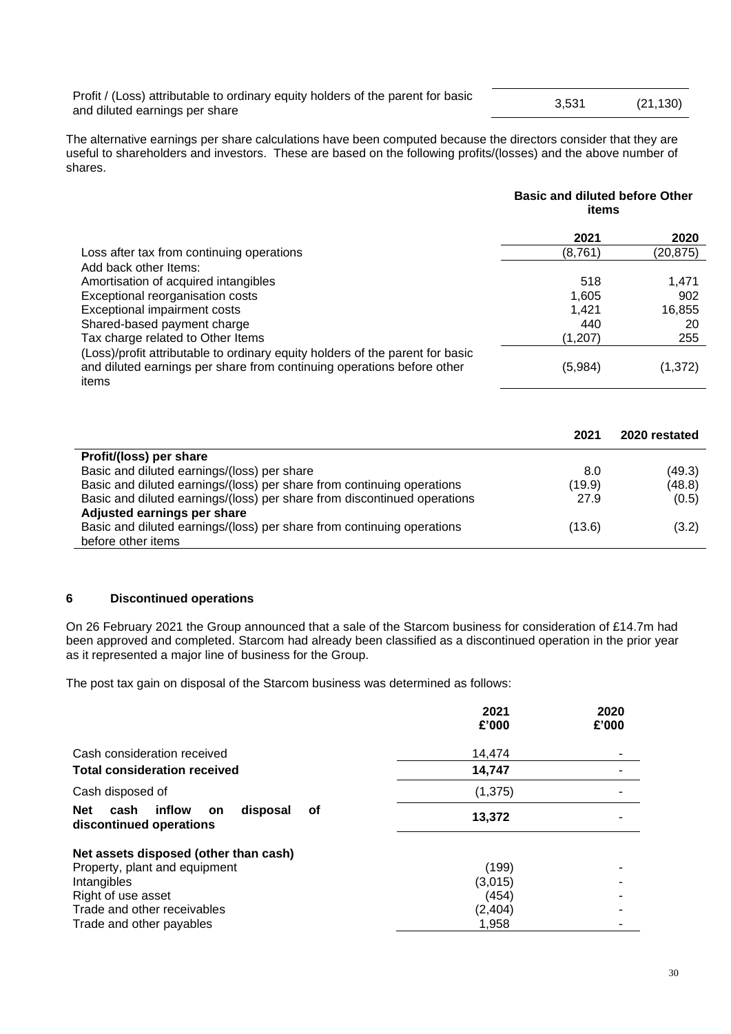| | | |
|---|---|---|
| Profit / (Loss) attributable to ordinary equity holders of the parent for basic and diluted earnings per share | 3,531 | (21,130) |

The alternative earnings per share calculations have been computed because the directors consider that they are useful to shareholders and investors. These are based on the following profits/(losses) and the above number of shares.

| | Basic and diluted before Other items | |
|---|---|---|
| | **2021** | **2020** |
| Loss after tax from continuing operations | (8,761) | (20,875) |
| Add back other Items: | | |
| Amortisation of acquired intangibles | 518 | 1,471 |
| Exceptional reorganisation costs | 1,605 | 902 |
| Exceptional impairment costs | 1,421 | 16,855 |
| Shared-based payment charge | 440 | 20 |
| Tax charge related to Other Items | (1,207) | 255 |
| (Loss)/profit attributable to ordinary equity holders of the parent for basic and diluted earnings per share from continuing operations before other items | (5,984) | (1,372) |

| | **2021** | **2020 restated** |
|---|---|---|
| **Profit/(loss) per share** | | |
| Basic and diluted earnings/(loss) per share | 8.0 | (49.3) |
| Basic and diluted earnings/(loss) per share from continuing operations | (19.9) | (48.8) |
| Basic and diluted earnings/(loss) per share from discontinued operations | 27.9 | (0.5) |
| **Adjusted earnings per share** | | |
| Basic and diluted earnings/(loss) per share from continuing operations before other items | (13.6) | (3.2) |

## 6 Discontinued operations

On 26 February 2021 the Group announced that a sale of the Starcom business for consideration of £14.7m had been approved and completed. Starcom had already been classified as a discontinued operation in the prior year as it represented a major line of business for the Group.

The post tax gain on disposal of the Starcom business was determined as follows:

| | **2021 £'000** | **2020 £'000** |
|---|---|---|
| Cash consideration received | 14,474 | - |
| **Total consideration received** | **14,747** | - |
| Cash disposed of | (1,375) | - |
| **Net cash inflow on disposal of discontinued operations** | **13,372** | - |
| **Net assets disposed (other than cash)** | | |
| Property, plant and equipment | (199) | - |
| Intangibles | (3,015) | - |
| Right of use asset | (454) | - |
| Trade and other receivables | (2,404) | - |
| Trade and other payables | 1,958 | - |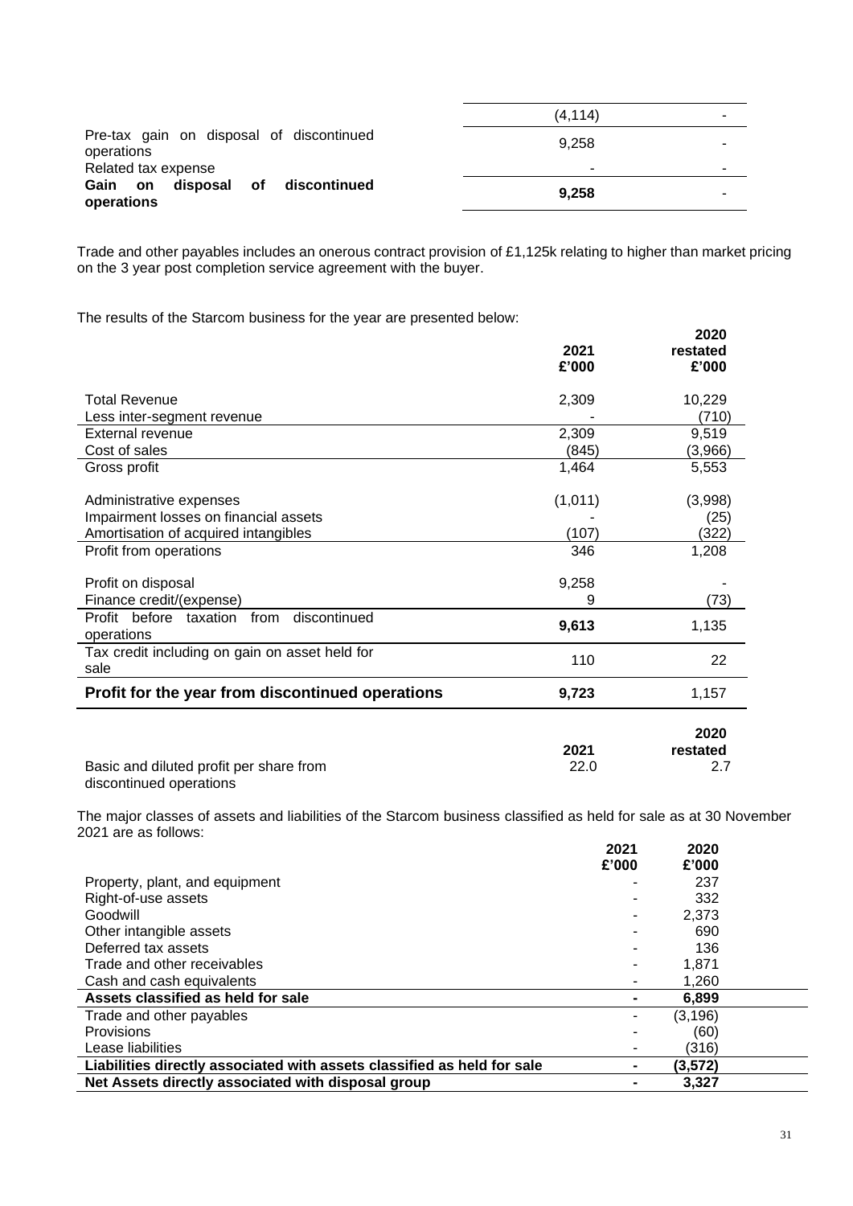| | | |
|---|---|---|
| | (4,114) | - |
| Pre-tax gain on disposal of discontinued operations | 9,258 | - |
| Related tax expense | - | - |
| **Gain on disposal of discontinued operations** | **9,258** | - |

Trade and other payables includes an onerous contract provision of £1,125k relating to higher than market pricing on the 3 year post completion service agreement with the buyer.

The results of the Starcom business for the year are presented below:

| | 2021 £'000 | 2020 restated £'000 |
|---|---|---|
| Total Revenue | 2,309 | 10,229 |
| Less inter-segment revenue | - | (710) |
| External revenue | 2,309 | 9,519 |
| Cost of sales | (845) | (3,966) |
| Gross profit | 1,464 | 5,553 |
| Administrative expenses | (1,011) | (3,998) |
| Impairment losses on financial assets | - | (25) |
| Amortisation of acquired intangibles | (107) | (322) |
| Profit from operations | 346 | 1,208 |
| Profit on disposal | 9,258 | - |
| Finance credit/(expense) | 9 | (73) |
| Profit before taxation from discontinued operations | **9,613** | 1,135 |
| Tax credit including on gain on asset held for sale | 110 | 22 |
| **Profit for the year from discontinued operations** | **9,723** | 1,157 |

| | 2021 | 2020 restated |
|---|---|---|
| Basic and diluted profit per share from discontinued operations | 22.0 | 2.7 |

The major classes of assets and liabilities of the Starcom business classified as held for sale as at 30 November 2021 are as follows:

| | 2021 £'000 | 2020 £'000 |
|---|---|---|
| Property, plant, and equipment | - | 237 |
| Right-of-use assets | - | 332 |
| Goodwill | - | 2,373 |
| Other intangible assets | - | 690 |
| Deferred tax assets | - | 136 |
| Trade and other receivables | - | 1,871 |
| Cash and cash equivalents | - | 1,260 |
| **Assets classified as held for sale** | **-** | **6,899** |
| Trade and other payables | - | (3,196) |
| Provisions | - | (60) |
| Lease liabilities | - | (316) |
| **Liabilities directly associated with assets classified as held for sale** | **-** | **(3,572)** |
| **Net Assets directly associated with disposal group** | **-** | **3,327** |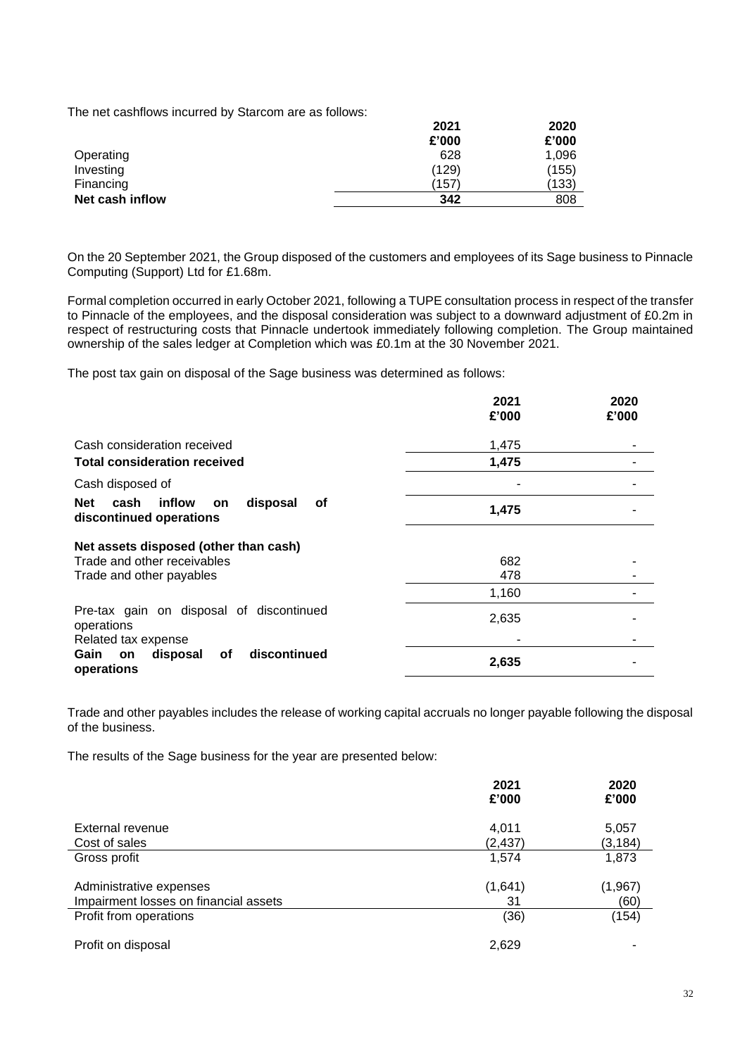The net cashflows incurred by Starcom are as follows:

| | 2021 £'000 | 2020 £'000 |
|---|---|---|
| Operating | 628 | 1,096 |
| Investing | (129) | (155) |
| Financing | (157) | (133) |
| **Net cash inflow** | **342** | 808 |

On the 20 September 2021, the Group disposed of the customers and employees of its Sage business to Pinnacle Computing (Support) Ltd for £1.68m.

Formal completion occurred in early October 2021, following a TUPE consultation process in respect of the transfer to Pinnacle of the employees, and the disposal consideration was subject to a downward adjustment of £0.2m in respect of restructuring costs that Pinnacle undertook immediately following completion. The Group maintained ownership of the sales ledger at Completion which was £0.1m at the 30 November 2021.

The post tax gain on disposal of the Sage business was determined as follows:

| | 2021 £'000 | 2020 £'000 |
|---|---|---|
| Cash consideration received | 1,475 | - |
| **Total consideration received** | **1,475** | - |
| Cash disposed of | - | - |
| **Net cash inflow on disposal of discontinued operations** | **1,475** | - |
| **Net assets disposed (other than cash)** | | |
| Trade and other receivables | 682 | - |
| Trade and other payables | 478 | - |
| | 1,160 | - |
| Pre-tax gain on disposal of discontinued operations | 2,635 | - |
| Related tax expense | - | - |
| **Gain on disposal of discontinued operations** | **2,635** | - |

Trade and other payables includes the release of working capital accruals no longer payable following the disposal of the business.

The results of the Sage business for the year are presented below:

| | 2021 £'000 | 2020 £'000 |
|---|---|---|
| External revenue | 4,011 | 5,057 |
| Cost of sales | (2,437) | (3,184) |
| Gross profit | 1,574 | 1,873 |
| Administrative expenses | (1,641) | (1,967) |
| Impairment losses on financial assets | 31 | (60) |
| Profit from operations | (36) | (154) |
| Profit on disposal | 2,629 | - |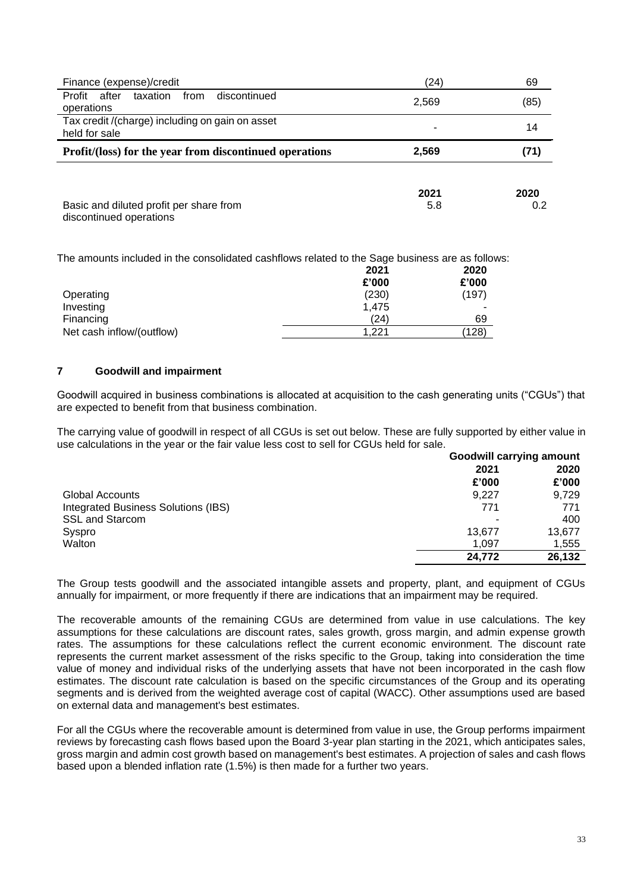| | | |
|---|---|---|
| Finance (expense)/credit | (24) | 69 |
| Profit after taxation from discontinued operations | 2,569 | (85) |
| Tax credit /(charge) including on gain on asset held for sale | - | 14 |
| **Profit/(loss) for the year from discontinued operations** | **2,569** | **(71)** |

| | 2021 | 2020 |
|---|---|---|
| Basic and diluted profit per share from discontinued operations | 5.8 | 0.2 |

The amounts included in the consolidated cashflows related to the Sage business are as follows:

| | 2021 | 2020 |
|---|---|---|
| | £'000 | £'000 |
| Operating | (230) | (197) |
| Investing | 1,475 | - |
| Financing | (24) | 69 |
| Net cash inflow/(outflow) | 1,221 | (128) |

## 7 Goodwill and impairment

Goodwill acquired in business combinations is allocated at acquisition to the cash generating units ("CGUs") that are expected to benefit from that business combination.

The carrying value of goodwill in respect of all CGUs is set out below. These are fully supported by either value in use calculations in the year or the fair value less cost to sell for CGUs held for sale.

| | Goodwill carrying amount | |
|---|---|---|
| | 2021 | 2020 |
| | £'000 | £'000 |
| Global Accounts | 9,227 | 9,729 |
| Integrated Business Solutions (IBS) | 771 | 771 |
| SSL and Starcom | - | 400 |
| Syspro | 13,677 | 13,677 |
| Walton | 1,097 | 1,555 |
| | **24,772** | **26,132** |

The Group tests goodwill and the associated intangible assets and property, plant, and equipment of CGUs annually for impairment, or more frequently if there are indications that an impairment may be required.

The recoverable amounts of the remaining CGUs are determined from value in use calculations. The key assumptions for these calculations are discount rates, sales growth, gross margin, and admin expense growth rates. The assumptions for these calculations reflect the current economic environment. The discount rate represents the current market assessment of the risks specific to the Group, taking into consideration the time value of money and individual risks of the underlying assets that have not been incorporated in the cash flow estimates. The discount rate calculation is based on the specific circumstances of the Group and its operating segments and is derived from the weighted average cost of capital (WACC). Other assumptions used are based on external data and management's best estimates.

For all the CGUs where the recoverable amount is determined from value in use, the Group performs impairment reviews by forecasting cash flows based upon the Board 3-year plan starting in the 2021, which anticipates sales, gross margin and admin cost growth based on management's best estimates. A projection of sales and cash flows based upon a blended inflation rate (1.5%) is then made for a further two years.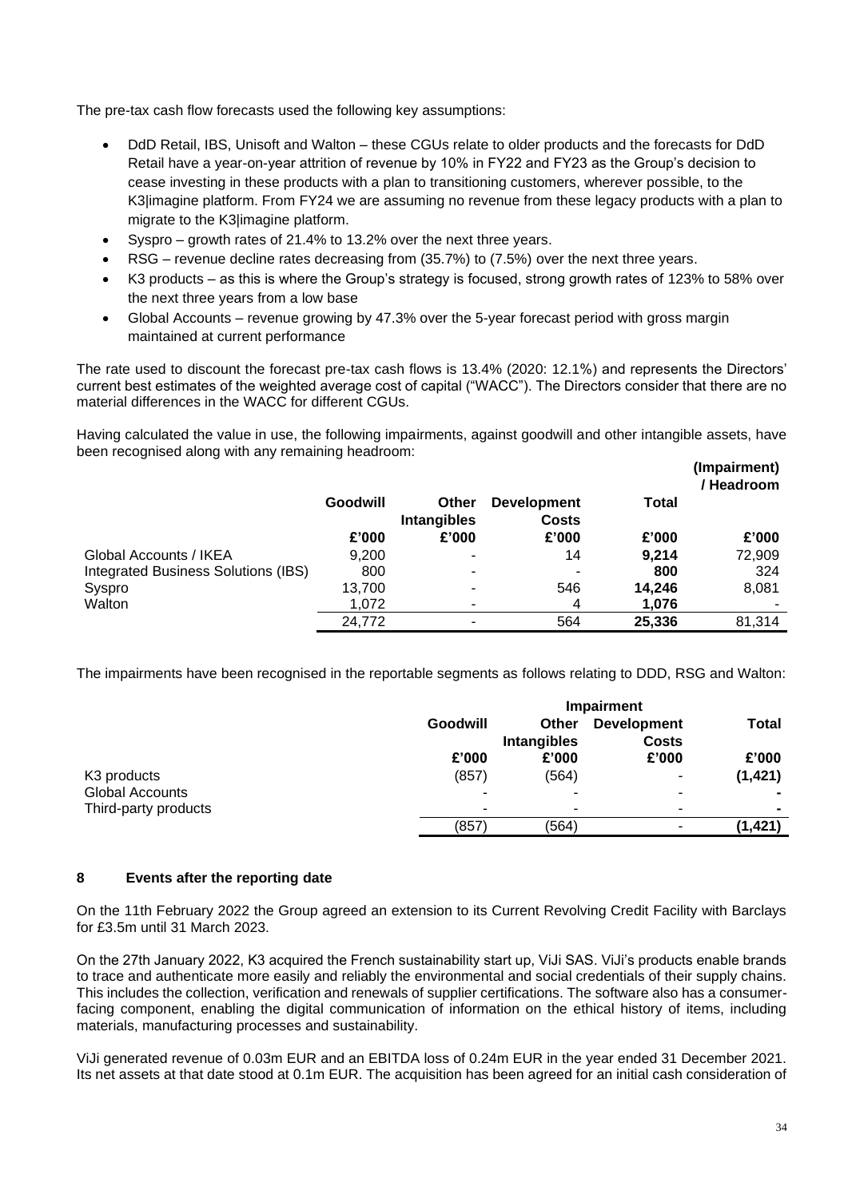The pre-tax cash flow forecasts used the following key assumptions:

- DdD Retail, IBS, Unisoft and Walton – these CGUs relate to older products and the forecasts for DdD Retail have a year-on-year attrition of revenue by 10% in FY22 and FY23 as the Group's decision to cease investing in these products with a plan to transitioning customers, wherever possible, to the K3|imagine platform. From FY24 we are assuming no revenue from these legacy products with a plan to migrate to the K3|imagine platform.
- Syspro – growth rates of 21.4% to 13.2% over the next three years.
- RSG – revenue decline rates decreasing from (35.7%) to (7.5%) over the next three years.
- K3 products – as this is where the Group's strategy is focused, strong growth rates of 123% to 58% over the next three years from a low base
- Global Accounts – revenue growing by 47.3% over the 5-year forecast period with gross margin maintained at current performance

The rate used to discount the forecast pre-tax cash flows is 13.4% (2020: 12.1%) and represents the Directors' current best estimates of the weighted average cost of capital ("WACC"). The Directors consider that there are no material differences in the WACC for different CGUs.

Having calculated the value in use, the following impairments, against goodwill and other intangible assets, have been recognised along with any remaining headroom:

| | Goodwill | Other Intangibles | Development Costs | Total | (Impairment) / Headroom |
|---|---|---|---|---|---|
| | £'000 | £'000 | £'000 | £'000 | £'000 |
| Global Accounts / IKEA | 9,200 | - | 14 | **9,214** | 72,909 |
| Integrated Business Solutions (IBS) | 800 | - | - | **800** | 324 |
| Syspro | 13,700 | - | 546 | **14,246** | 8,081 |
| Walton | 1,072 | - | 4 | **1,076** | - |
| | 24,772 | - | 564 | **25,336** | 81,314 |

The impairments have been recognised in the reportable segments as follows relating to DDD, RSG and Walton:

| | Impairment | | | |
|---|---|---|---|---|
| | Goodwill | Other Intangibles | Development Costs | Total |
| | £'000 | £'000 | £'000 | £'000 |
| K3 products | (857) | (564) | - | **(1,421)** |
| Global Accounts | - | - | - | **-** |
| Third-party products | - | - | - | **-** |
| | (857) | (564) | - | **(1,421)** |

## 8 Events after the reporting date

On the 11th February 2022 the Group agreed an extension to its Current Revolving Credit Facility with Barclays for £3.5m until 31 March 2023.

On the 27th January 2022, K3 acquired the French sustainability start up, ViJi SAS. ViJi's products enable brands to trace and authenticate more easily and reliably the environmental and social credentials of their supply chains. This includes the collection, verification and renewals of supplier certifications. The software also has a consumer-facing component, enabling the digital communication of information on the ethical history of items, including materials, manufacturing processes and sustainability.

ViJi generated revenue of 0.03m EUR and an EBITDA loss of 0.24m EUR in the year ended 31 December 2021. Its net assets at that date stood at 0.1m EUR. The acquisition has been agreed for an initial cash consideration of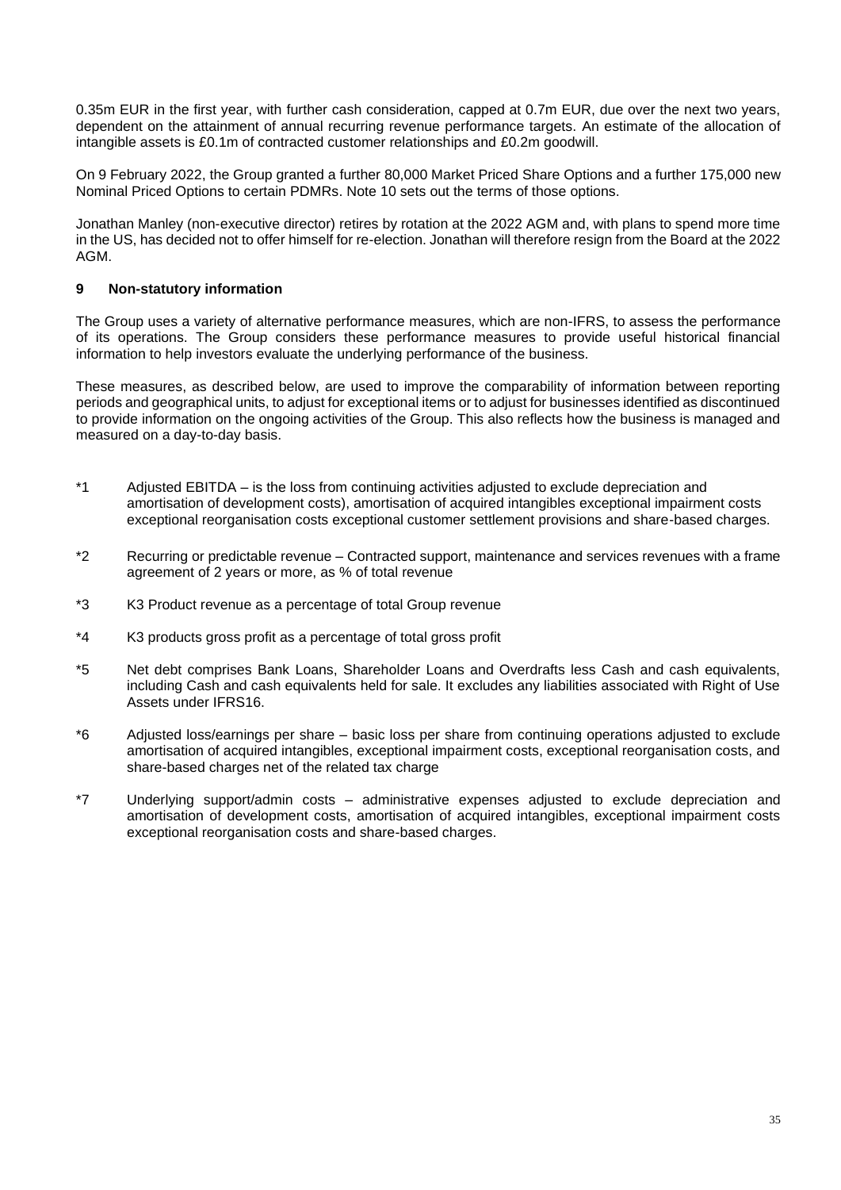0.35m EUR in the first year, with further cash consideration, capped at 0.7m EUR, due over the next two years, dependent on the attainment of annual recurring revenue performance targets. An estimate of the allocation of intangible assets is £0.1m of contracted customer relationships and £0.2m goodwill.

On 9 February 2022, the Group granted a further 80,000 Market Priced Share Options and a further 175,000 new Nominal Priced Options to certain PDMRs. Note 10 sets out the terms of those options.

Jonathan Manley (non-executive director) retires by rotation at the 2022 AGM and, with plans to spend more time in the US, has decided not to offer himself for re-election. Jonathan will therefore resign from the Board at the 2022 AGM.

## 9 Non-statutory information

The Group uses a variety of alternative performance measures, which are non-IFRS, to assess the performance of its operations. The Group considers these performance measures to provide useful historical financial information to help investors evaluate the underlying performance of the business.

These measures, as described below, are used to improve the comparability of information between reporting periods and geographical units, to adjust for exceptional items or to adjust for businesses identified as discontinued to provide information on the ongoing activities of the Group. This also reflects how the business is managed and measured on a day-to-day basis.

*1 Adjusted EBITDA – is the loss from continuing activities adjusted to exclude depreciation and amortisation of development costs), amortisation of acquired intangibles exceptional impairment costs exceptional reorganisation costs exceptional customer settlement provisions and share-based charges.

*2 Recurring or predictable revenue – Contracted support, maintenance and services revenues with a frame agreement of 2 years or more, as % of total revenue

*3 K3 Product revenue as a percentage of total Group revenue

*4 K3 products gross profit as a percentage of total gross profit

*5 Net debt comprises Bank Loans, Shareholder Loans and Overdrafts less Cash and cash equivalents, including Cash and cash equivalents held for sale. It excludes any liabilities associated with Right of Use Assets under IFRS16.

*6 Adjusted loss/earnings per share – basic loss per share from continuing operations adjusted to exclude amortisation of acquired intangibles, exceptional impairment costs, exceptional reorganisation costs, and share-based charges net of the related tax charge

*7 Underlying support/admin costs – administrative expenses adjusted to exclude depreciation and amortisation of development costs, amortisation of acquired intangibles, exceptional impairment costs exceptional reorganisation costs and share-based charges.